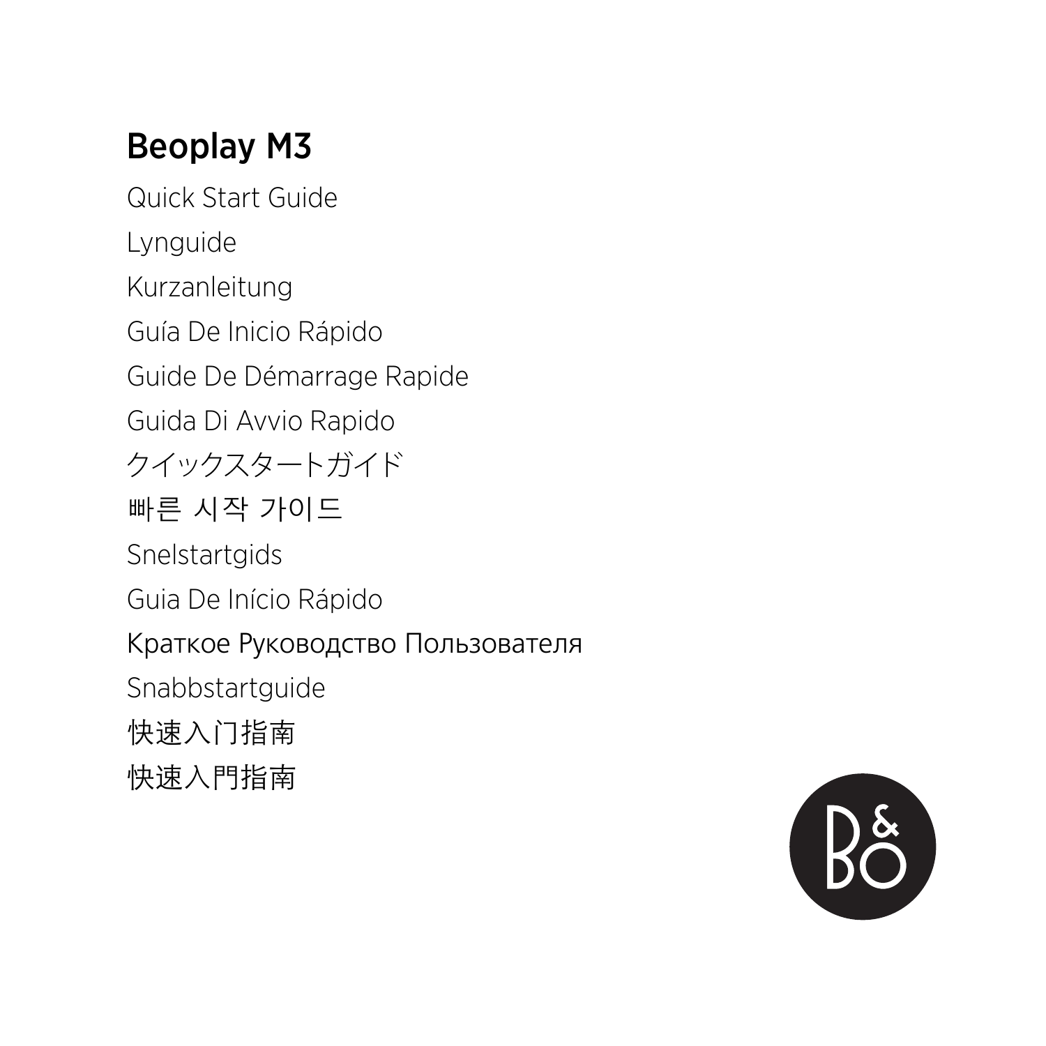# Beoplay M3

Quick Start Guide

Lynguide

Kurzanleitung

Guía De Inicio Rápido

Guide De Démarrage Rapide

Guida Di Avvio Rapido

クイックスタートガイド

빠른 시작 가이드

Snelstartgids

Guia De Início Rápido

Краткое Руководство Пользователя

Snabbstartguide

快速入门指南

快速入門指南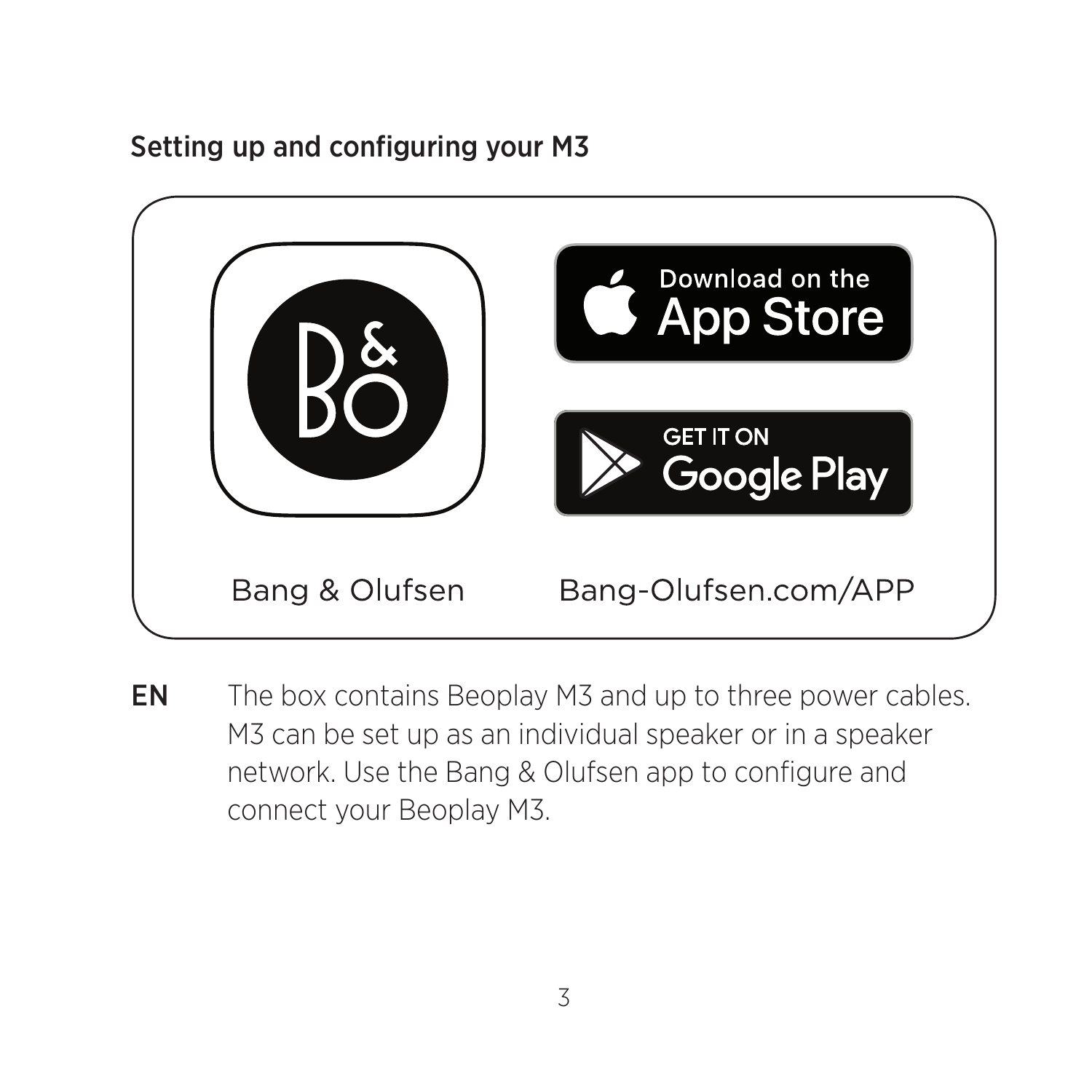## Setting up and configuring your M3

Bang & Olufsen

Download on the App Store

GET IT ON Google Play

Bang-Olufsen.com/APP

**EN** The box contains Beoplay M3 and up to three power cables. M3 can be set up as an individual speaker or in a speaker network. Use the Bang & Olufsen app to configure and connect your Beoplay M3.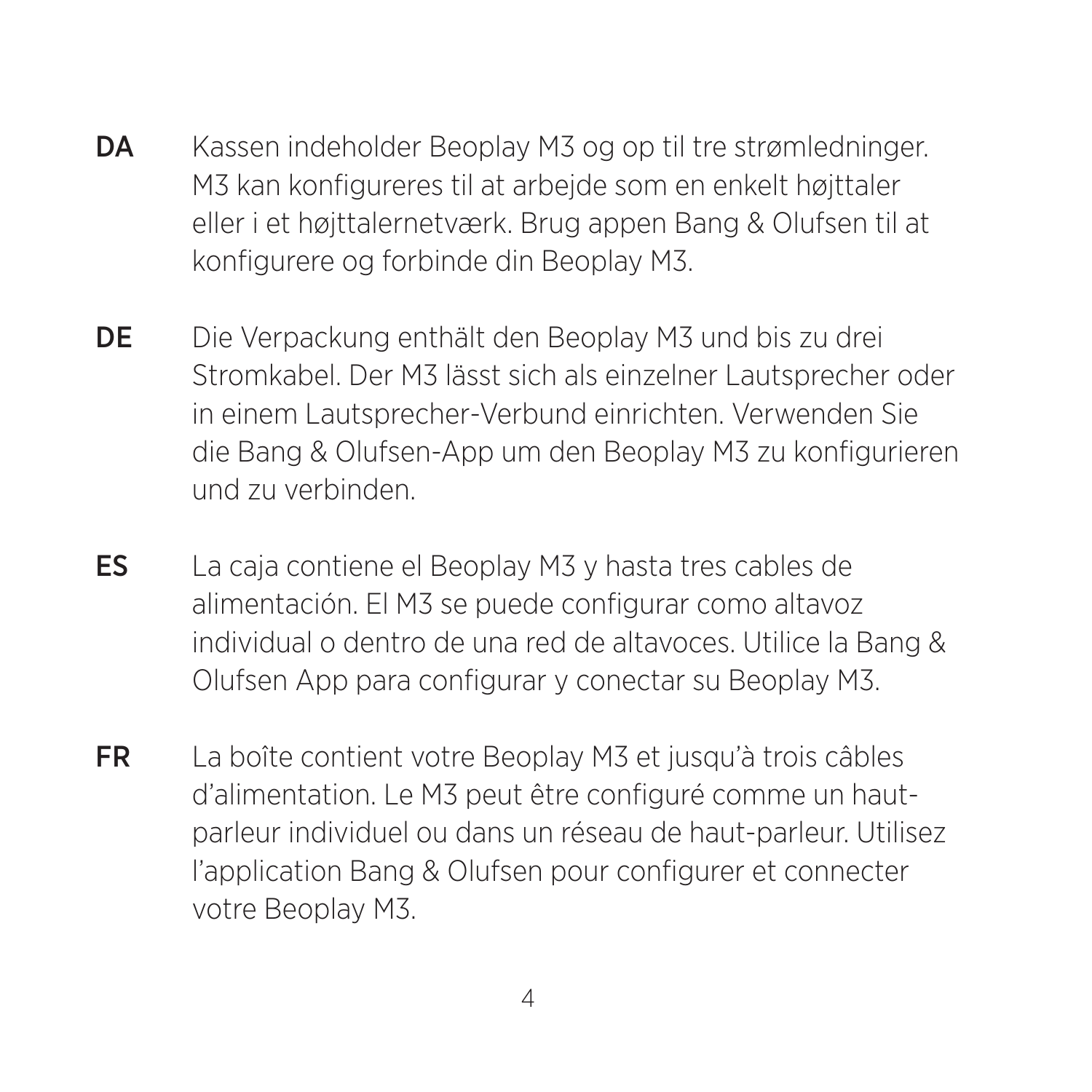**DA** Kassen indeholder Beoplay M3 og op til tre strømledninger. M3 kan konfigureres til at arbejde som en enkelt højttaler eller i et højttalernetværk. Brug appen Bang & Olufsen til at konfigurere og forbinde din Beoplay M3.

**DE** Die Verpackung enthält den Beoplay M3 und bis zu drei Stromkabel. Der M3 lässt sich als einzelner Lautsprecher oder in einem Lautsprecher-Verbund einrichten. Verwenden Sie die Bang & Olufsen-App um den Beoplay M3 zu konfigurieren und zu verbinden.

**ES** La caja contiene el Beoplay M3 y hasta tres cables de alimentación. El M3 se puede configurar como altavoz individual o dentro de una red de altavoces. Utilice la Bang & Olufsen App para configurar y conectar su Beoplay M3.

**FR** La boîte contient votre Beoplay M3 et jusqu'à trois câbles d'alimentation. Le M3 peut être configuré comme un haut-parleur individuel ou dans un réseau de haut-parleur. Utilisez l'application Bang & Olufsen pour configurer et connecter votre Beoplay M3.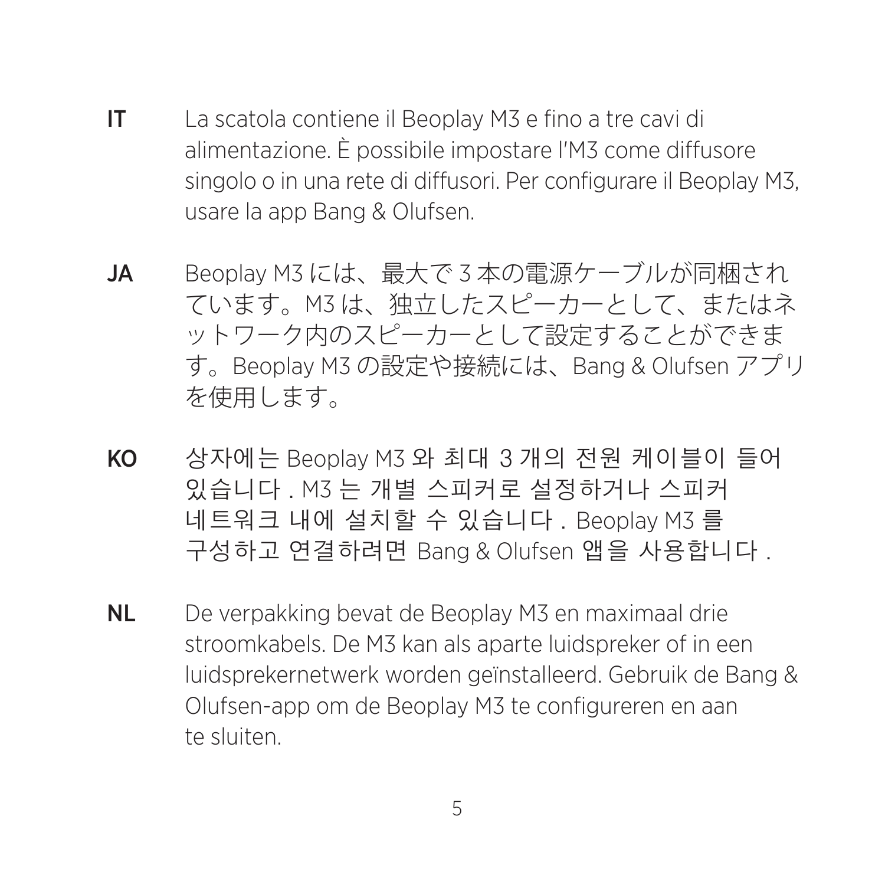**IT** La scatola contiene il Beoplay M3 e fino a tre cavi di alimentazione. È possibile impostare l'M3 come diffusore singolo o in una rete di diffusori. Per configurare il Beoplay M3, usare la app Bang & Olufsen.

**JA** Beoplay M3 には、最大で 3 本の電源ケーブルが同梱されています。M3 は、独立したスピーカーとして、またはネットワーク内のスピーカーとして設定することができます。Beoplay M3 の設定や接続には、Bang & Olufsen アプリを使用します。

**KO** 상자에는 Beoplay M3 와 최대 3 개의 전원 케이블이 들어 있습니다 . M3 는 개별 스피커로 설정하거나 스피커 네트워크 내에 설치할 수 있습니다 . Beoplay M3 를 구성하고 연결하려면 Bang & Olufsen 앱을 사용합니다 .

**NL** De verpakking bevat de Beoplay M3 en maximaal drie stroomkabels. De M3 kan als aparte luidspreker of in een luidsprekernetwerk worden geïnstalleerd. Gebruik de Bang & Olufsen-app om de Beoplay M3 te configureren en aan te sluiten.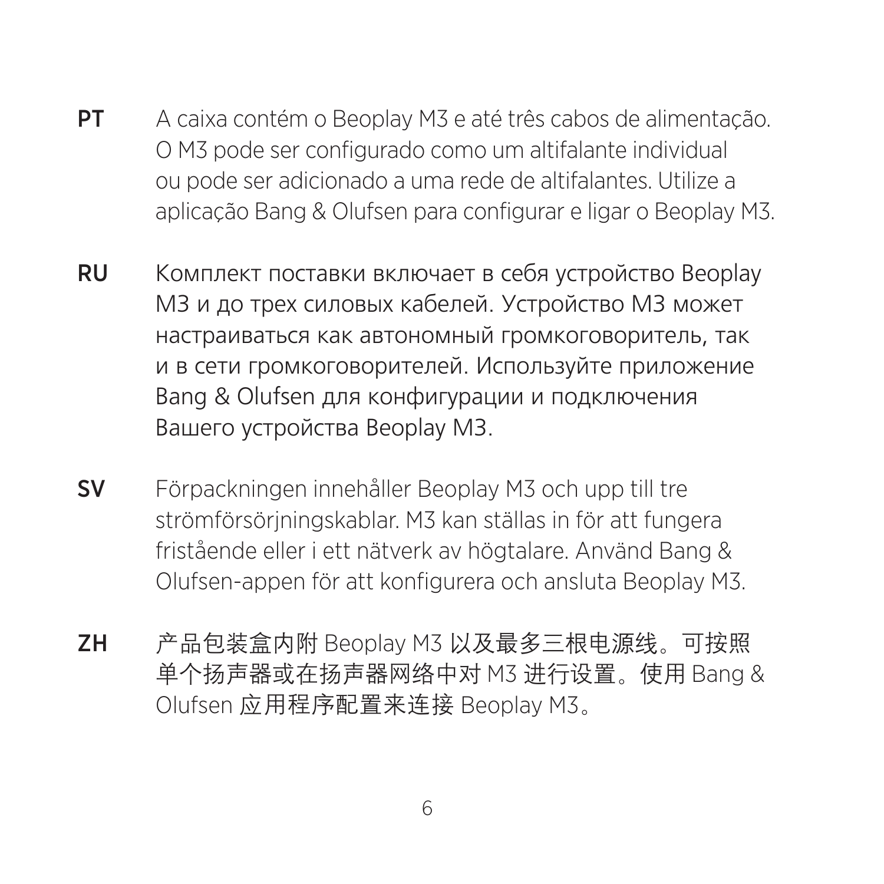**PT** A caixa contém o Beoplay M3 e até três cabos de alimentação. O M3 pode ser configurado como um altifalante individual ou pode ser adicionado a uma rede de altifalantes. Utilize a aplicação Bang & Olufsen para configurar e ligar o Beoplay M3.

**RU** Комплект поставки включает в себя устройство Beoplay M3 и до трех силовых кабелей. Устройство M3 может настраиваться как автономный громкоговоритель, так и в сети громкоговорителей. Используйте приложение Bang & Olufsen для конфигурации и подключения Вашего устройства Beoplay M3.

**SV** Förpackningen innehåller Beoplay M3 och upp till tre strömförsörjningskablar. M3 kan ställas in för att fungera fristående eller i ett nätverk av högtalare. Använd Bang & Olufsen-appen för att konfigurera och ansluta Beoplay M3.

**ZH** 产品包装盒内附 Beoplay M3 以及最多三根电源线。可按照单个扬声器或在扬声器网络中对 M3 进行设置。使用 Bang & Olufsen 应用程序配置来连接 Beoplay M3。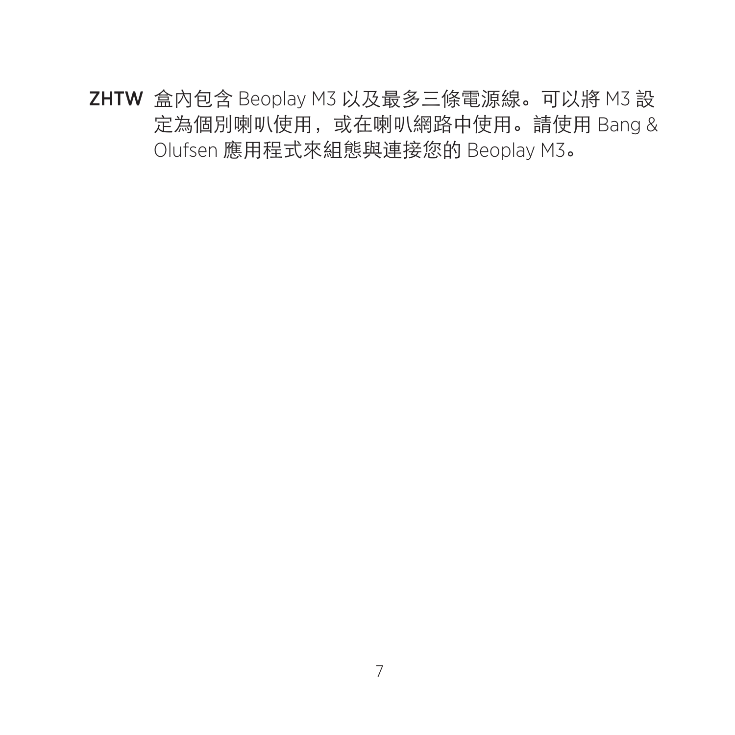**ZHTW** 盒內包含 Beoplay M3 以及最多三條電源線。可以將 M3 設定為個別喇叭使用，或在喇叭網路中使用。請使用 Bang & Olufsen 應用程式來組態與連接您的 Beoplay M3。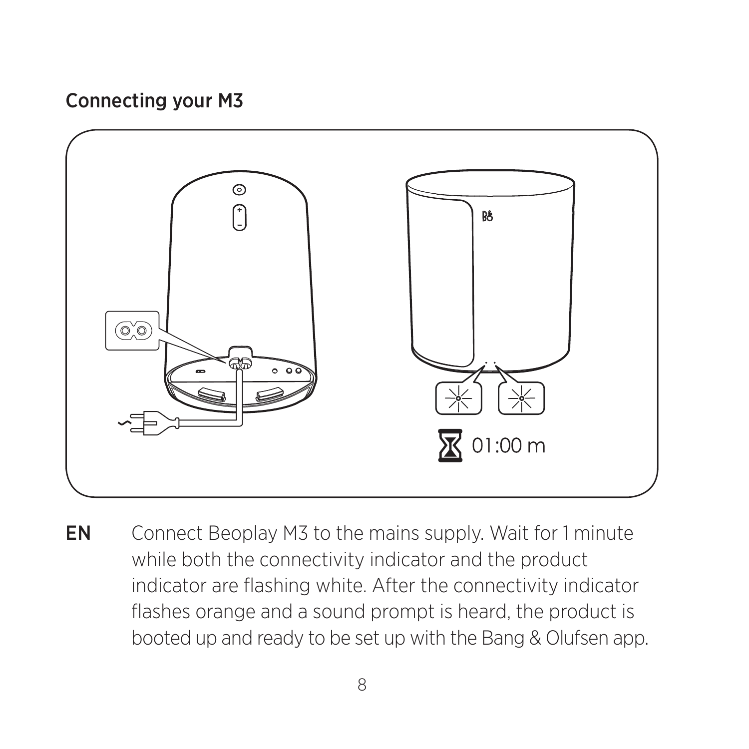## Connecting your M3

**EN** Connect Beoplay M3 to the mains supply. Wait for 1 minute while both the connectivity indicator and the product indicator are flashing white. After the connectivity indicator flashes orange and a sound prompt is heard, the product is booted up and ready to be set up with the Bang & Olufsen app.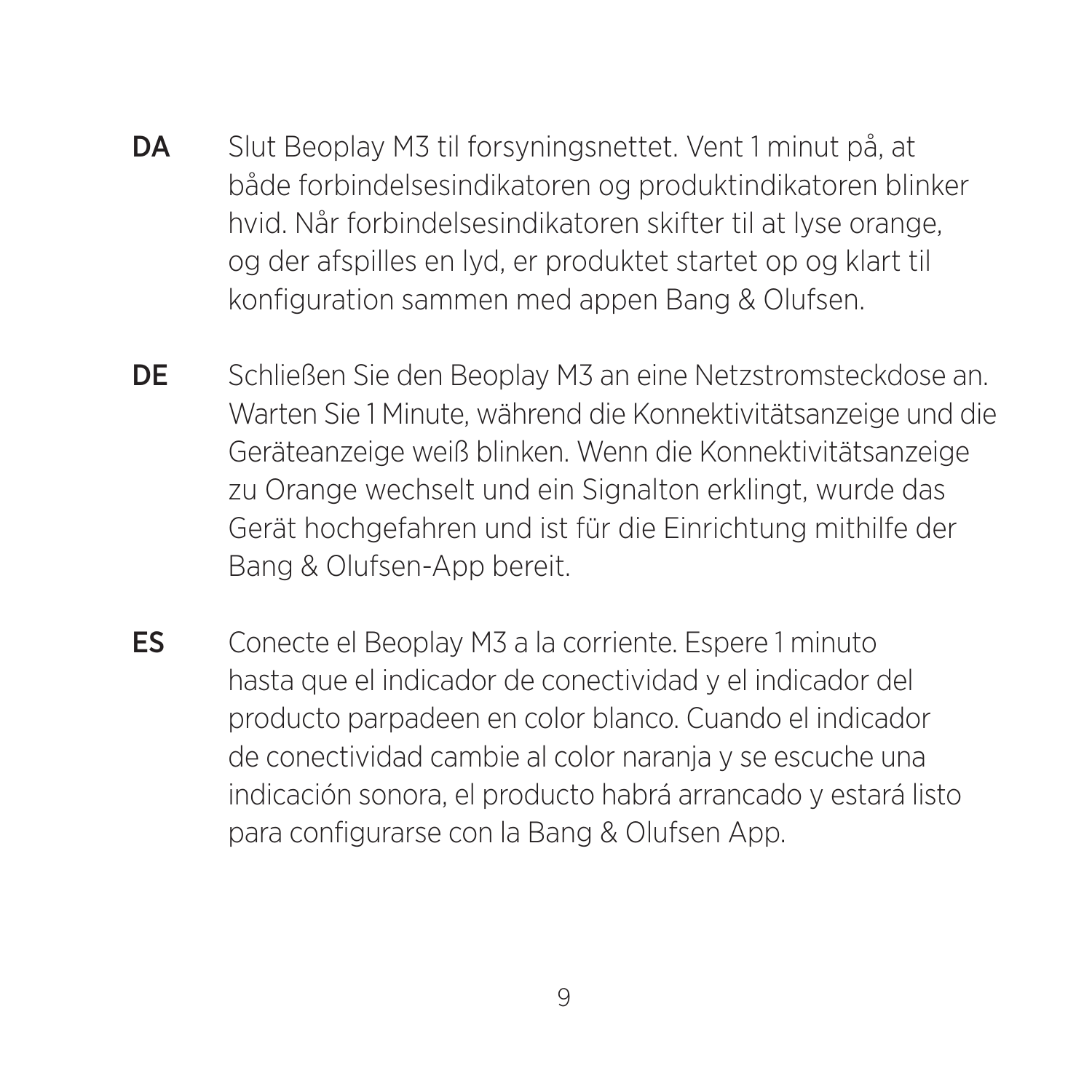**DA** Slut Beoplay M3 til forsyningsnettet. Vent 1 minut på, at både forbindelsesindikatoren og produktindikatoren blinker hvid. Når forbindelsesindikatoren skifter til at lyse orange, og der afspilles en lyd, er produktet startet op og klart til konfiguration sammen med appen Bang & Olufsen.

**DE** Schließen Sie den Beoplay M3 an eine Netzstromsteckdose an. Warten Sie 1 Minute, während die Konnektivitätsanzeige und die Geräteanzeige weiß blinken. Wenn die Konnektivitätsanzeige zu Orange wechselt und ein Signalton erklingt, wurde das Gerät hochgefahren und ist für die Einrichtung mithilfe der Bang & Olufsen-App bereit.

**ES** Conecte el Beoplay M3 a la corriente. Espere 1 minuto hasta que el indicador de conectividad y el indicador del producto parpadeen en color blanco. Cuando el indicador de conectividad cambie al color naranja y se escuche una indicación sonora, el producto habrá arrancado y estará listo para configurarse con la Bang & Olufsen App.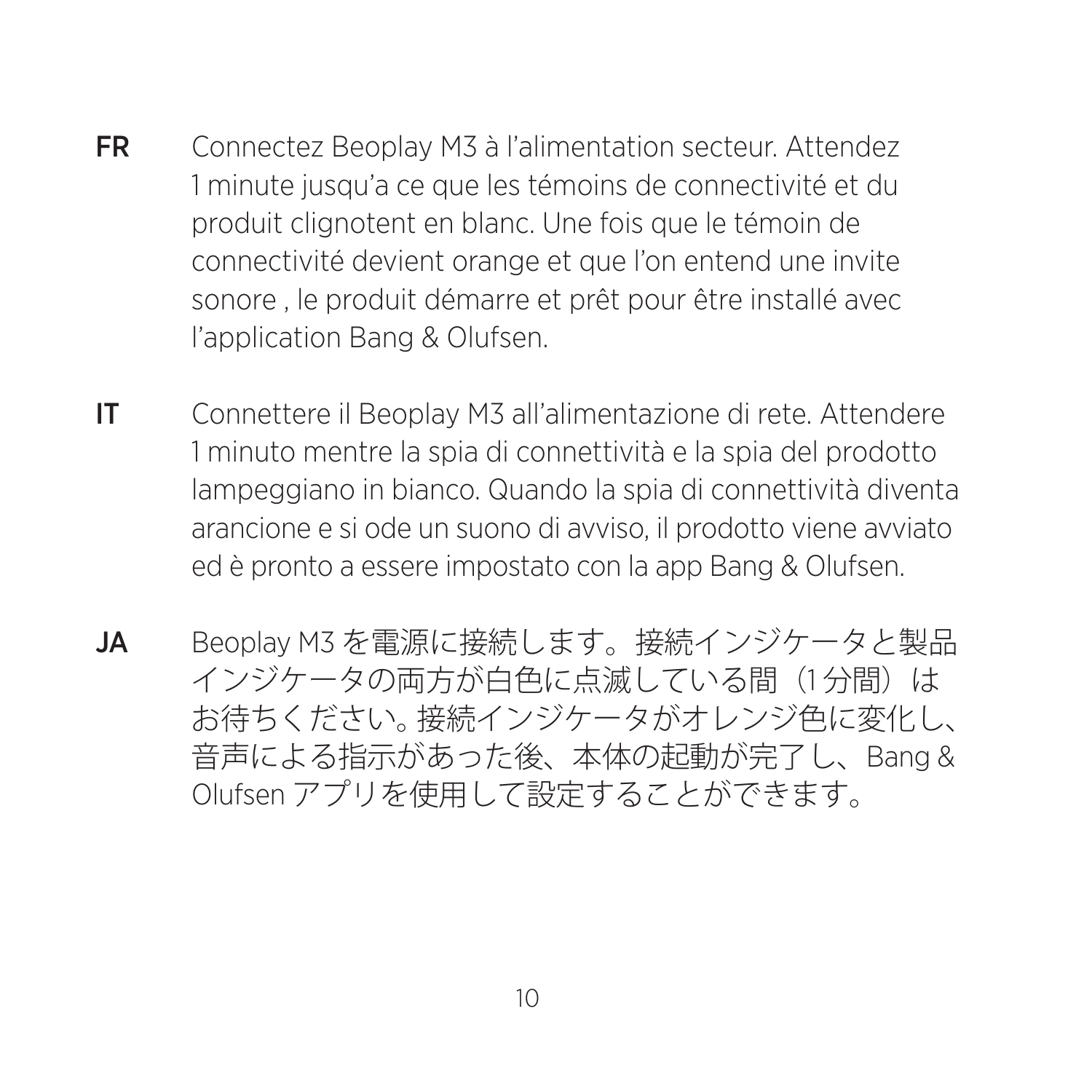**FR** Connectez Beoplay M3 à l'alimentation secteur. Attendez 1 minute jusqu'a ce que les témoins de connectivité et du produit clignotent en blanc. Une fois que le témoin de connectivité devient orange et que l'on entend une invite sonore , le produit démarre et prêt pour être installé avec l'application Bang & Olufsen.

**IT** Connettere il Beoplay M3 all'alimentazione di rete. Attendere 1 minuto mentre la spia di connettività e la spia del prodotto lampeggiano in bianco. Quando la spia di connettività diventa arancione e si ode un suono di avviso, il prodotto viene avviato ed è pronto a essere impostato con la app Bang & Olufsen.

**JA** Beoplay M3 を電源に接続します。接続インジケータと製品インジケータの両方が白色に点滅している間（1 分間）はお待ちください。接続インジケータがオレンジ色に変化し、音声による指示があった後、本体の起動が完了し、Bang & Olufsen アプリを使用して設定することができます。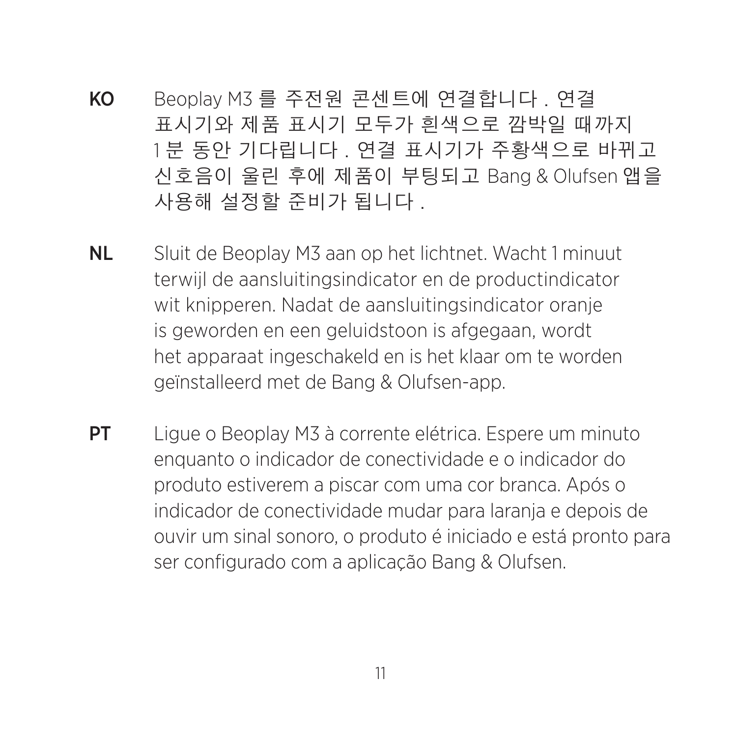**KO** Beoplay M3 를 주전원 콘센트에 연결합니다 . 연결 표시기와 제품 표시기 모두가 흰색으로 깜박일 때까지 1 분 동안 기다립니다 . 연결 표시기가 주황색으로 바뀌고 신호음이 울린 후에 제품이 부팅되고 Bang & Olufsen 앱을 사용해 설정할 준비가 됩니다 .

**NL** Sluit de Beoplay M3 aan op het lichtnet. Wacht 1 minuut terwijl de aansluitingsindicator en de productindicator wit knipperen. Nadat de aansluitingsindicator oranje is geworden en een geluidstoon is afgegaan, wordt het apparaat ingeschakeld en is het klaar om te worden geïnstalleerd met de Bang & Olufsen-app.

**PT** Ligue o Beoplay M3 à corrente elétrica. Espere um minuto enquanto o indicador de conectividade e o indicador do produto estiverem a piscar com uma cor branca. Após o indicador de conectividade mudar para laranja e depois de ouvir um sinal sonoro, o produto é iniciado e está pronto para ser configurado com a aplicação Bang & Olufsen.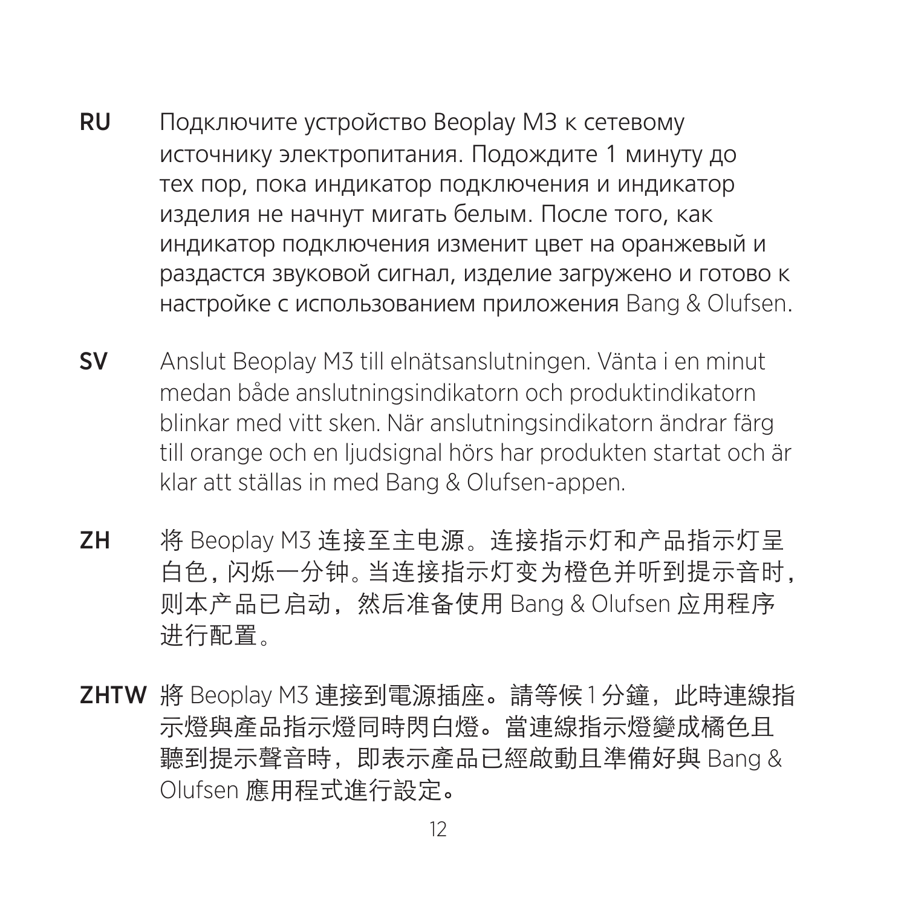**RU** Подключите устройство Beoplay M3 к сетевому источнику электропитания. Подождите 1 минуту до тех пор, пока индикатор подключения и индикатор изделия не начнут мигать белым. После того, как индикатор подключения изменит цвет на оранжевый и раздастся звуковой сигнал, изделие загружено и готово к настройке с использованием приложения Bang & Olufsen.

**SV** Anslut Beoplay M3 till elnätsanslutningen. Vänta i en minut medan både anslutningsindikatorn och produktindikatorn blinkar med vitt sken. När anslutningsindikatorn ändrar färg till orange och en ljudsignal hörs har produkten startat och är klar att ställas in med Bang & Olufsen-appen.

**ZH** 将 Beoplay M3 连接至主电源。连接指示灯和产品指示灯呈白色，闪烁一分钟。当连接指示灯变为橙色并听到提示音时，则本产品已启动，然后准备使用 Bang & Olufsen 应用程序进行配置。

**ZHTW** 將 Beoplay M3 連接到電源插座。請等候 1 分鐘，此時連線指示燈與產品指示燈同時閃白燈。當連線指示燈變成橘色且聽到提示聲音時，即表示產品已經啟動且準備好與 Bang & Olufsen 應用程式進行設定。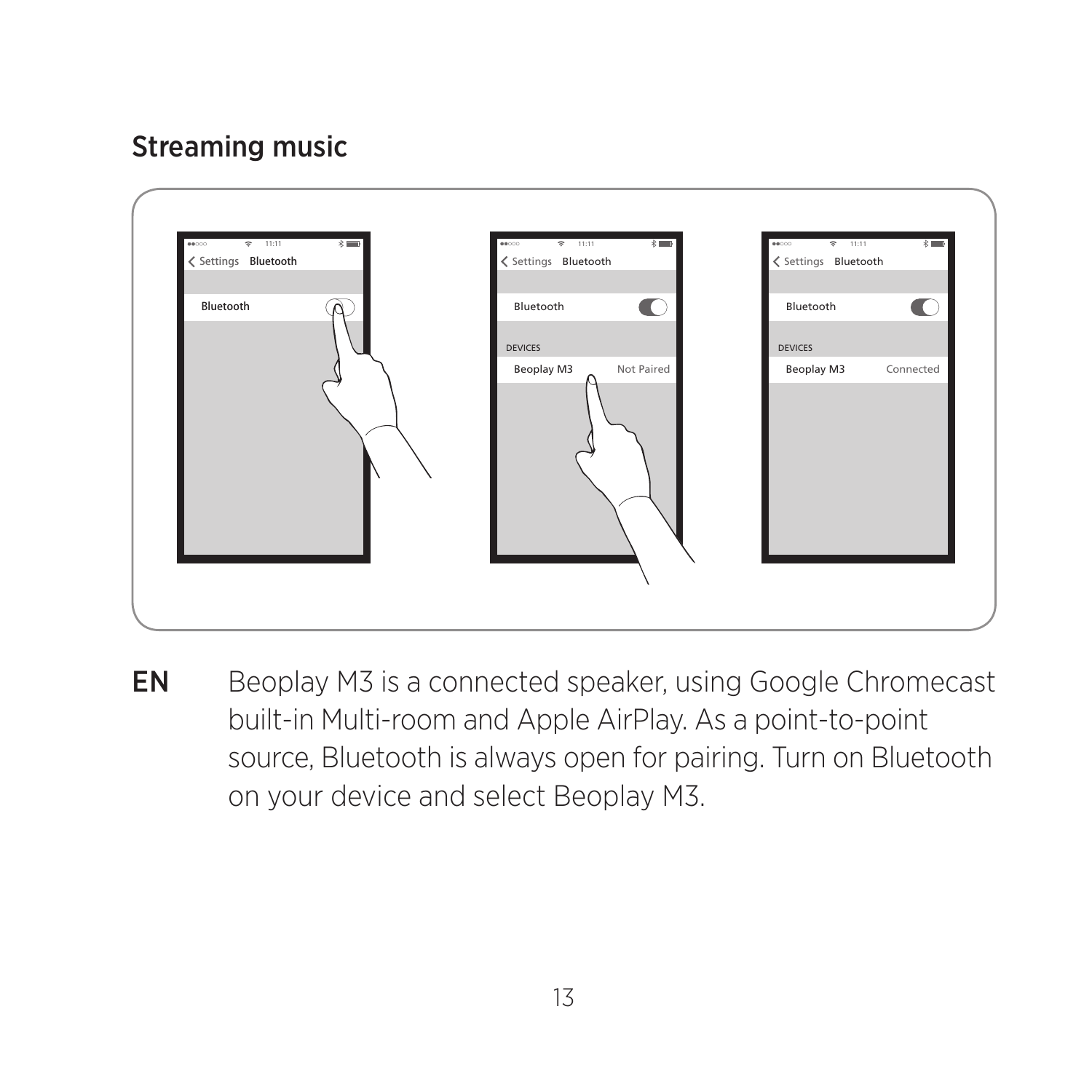## Streaming music

**EN** Beoplay M3 is a connected speaker, using Google Chromecast built-in Multi-room and Apple AirPlay. As a point-to-point source, Bluetooth is always open for pairing. Turn on Bluetooth on your device and select Beoplay M3.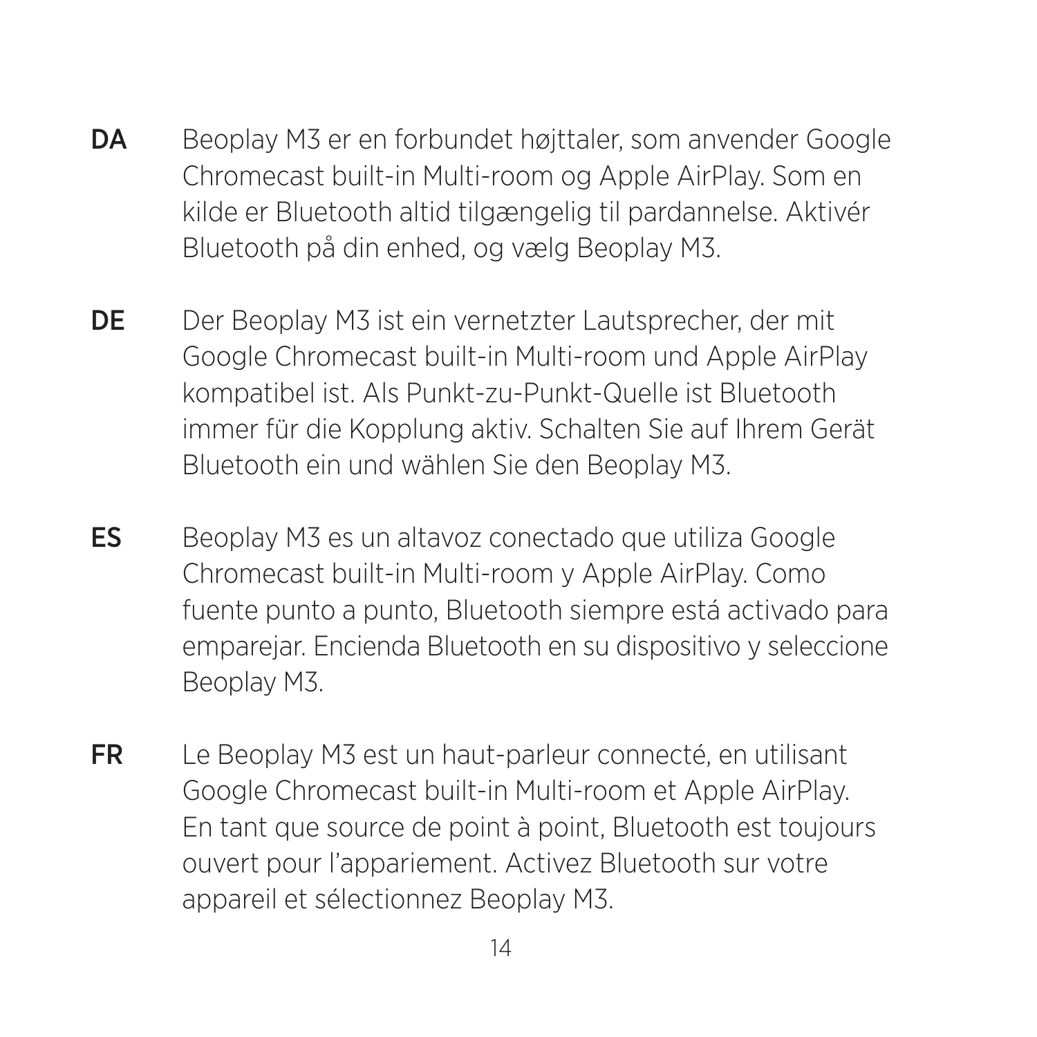**DA** Beoplay M3 er en forbundet højttaler, som anvender Google Chromecast built-in Multi-room og Apple AirPlay. Som en kilde er Bluetooth altid tilgængelig til pardannelse. Aktivér Bluetooth på din enhed, og vælg Beoplay M3.

**DE** Der Beoplay M3 ist ein vernetzter Lautsprecher, der mit Google Chromecast built-in Multi-room und Apple AirPlay kompatibel ist. Als Punkt-zu-Punkt-Quelle ist Bluetooth immer für die Kopplung aktiv. Schalten Sie auf Ihrem Gerät Bluetooth ein und wählen Sie den Beoplay M3.

**ES** Beoplay M3 es un altavoz conectado que utiliza Google Chromecast built-in Multi-room y Apple AirPlay. Como fuente punto a punto, Bluetooth siempre está activado para emparejar. Encienda Bluetooth en su dispositivo y seleccione Beoplay M3.

**FR** Le Beoplay M3 est un haut-parleur connecté, en utilisant Google Chromecast built-in Multi-room et Apple AirPlay. En tant que source de point à point, Bluetooth est toujours ouvert pour l'appariement. Activez Bluetooth sur votre appareil et sélectionnez Beoplay M3.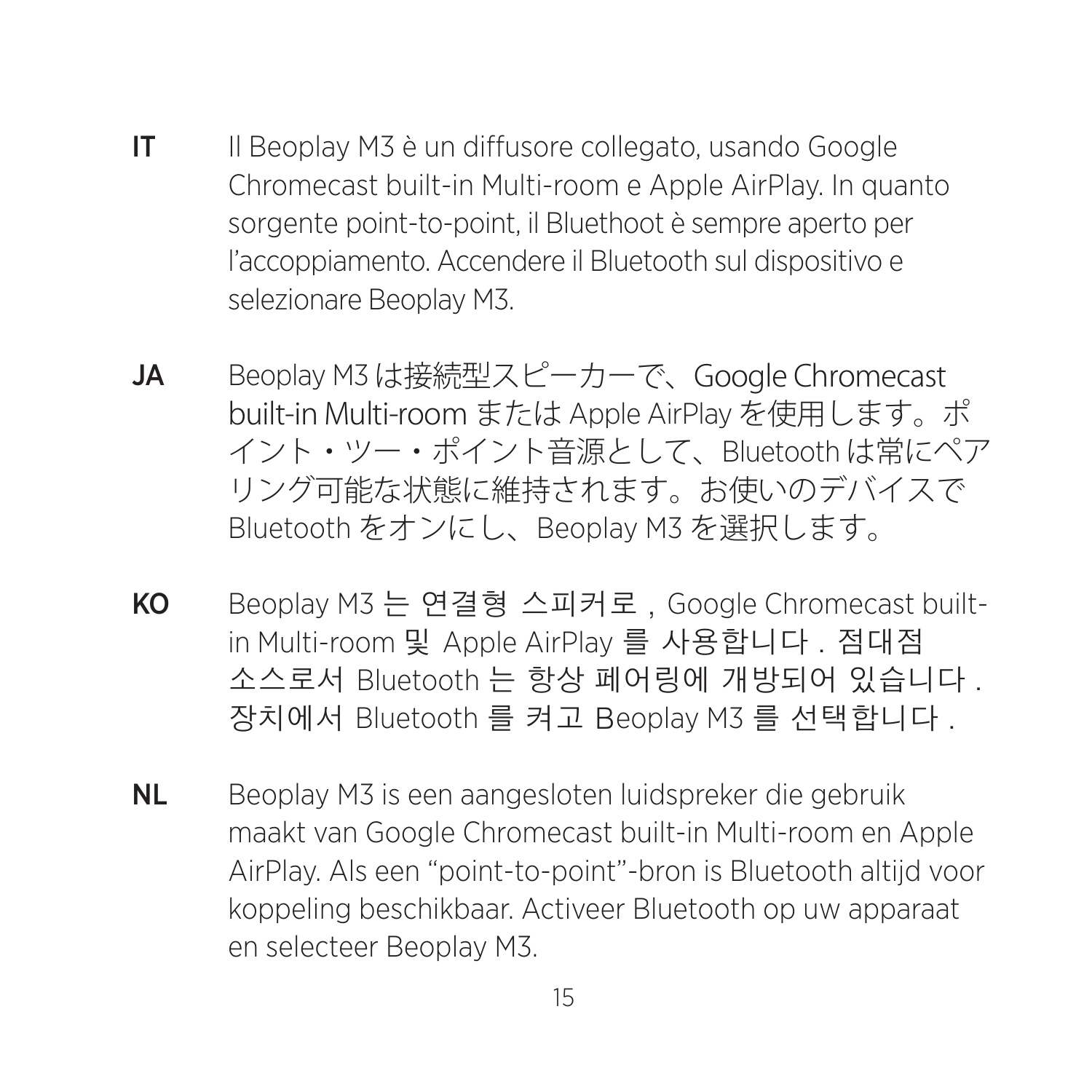**IT** Il Beoplay M3 è un diffusore collegato, usando Google Chromecast built-in Multi-room e Apple AirPlay. In quanto sorgente point-to-point, il Bluethoot è sempre aperto per l'accoppiamento. Accendere il Bluetooth sul dispositivo e selezionare Beoplay M3.

**JA** Beoplay M3 は接続型スピーカーで、Google Chromecast built-in Multi-room または Apple AirPlay を使用します。ポイント・ツー・ポイント音源として、Bluetooth は常にペアリング可能な状態に維持されます。お使いのデバイスで Bluetooth をオンにし、Beoplay M3 を選択します。

**KO** Beoplay M3 는 연결형 스피커로 , Google Chromecast built-in Multi-room 및 Apple AirPlay 를 사용합니다 . 점대점 소스로서 Bluetooth 는 항상 페어링에 개방되어 있습니다 . 장치에서 Bluetooth 를 켜고 Beoplay M3 를 선택합니다 .

**NL** Beoplay M3 is een aangesloten luidspreker die gebruik maakt van Google Chromecast built-in Multi-room en Apple AirPlay. Als een "point-to-point"-bron is Bluetooth altijd voor koppeling beschikbaar. Activeer Bluetooth op uw apparaat en selecteer Beoplay M3.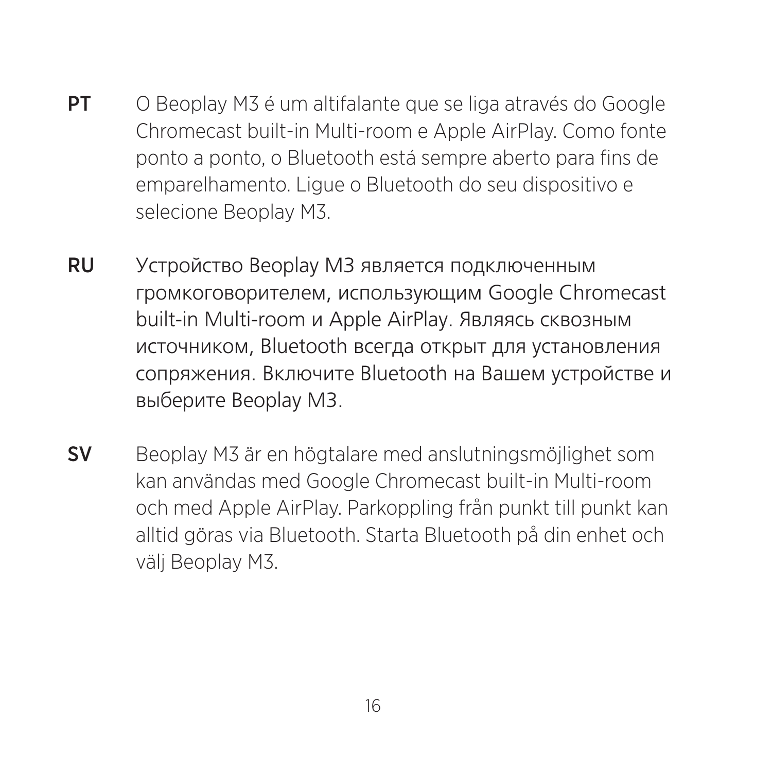**PT** O Beoplay M3 é um altifalante que se liga através do Google Chromecast built-in Multi-room e Apple AirPlay. Como fonte ponto a ponto, o Bluetooth está sempre aberto para fins de emparelhamento. Ligue o Bluetooth do seu dispositivo e selecione Beoplay M3.

**RU** Устройство Beoplay M3 является подключенным громкоговорителем, использующим Google Chromecast built-in Multi-room и Apple AirPlay. Являясь сквозным источником, Bluetooth всегда открыт для установления сопряжения. Включите Bluetooth на Вашем устройстве и выберите Beoplay M3.

**SV** Beoplay M3 är en högtalare med anslutningsmöjlighet som kan användas med Google Chromecast built-in Multi-room och med Apple AirPlay. Parkoppling från punkt till punkt kan alltid göras via Bluetooth. Starta Bluetooth på din enhet och välj Beoplay M3.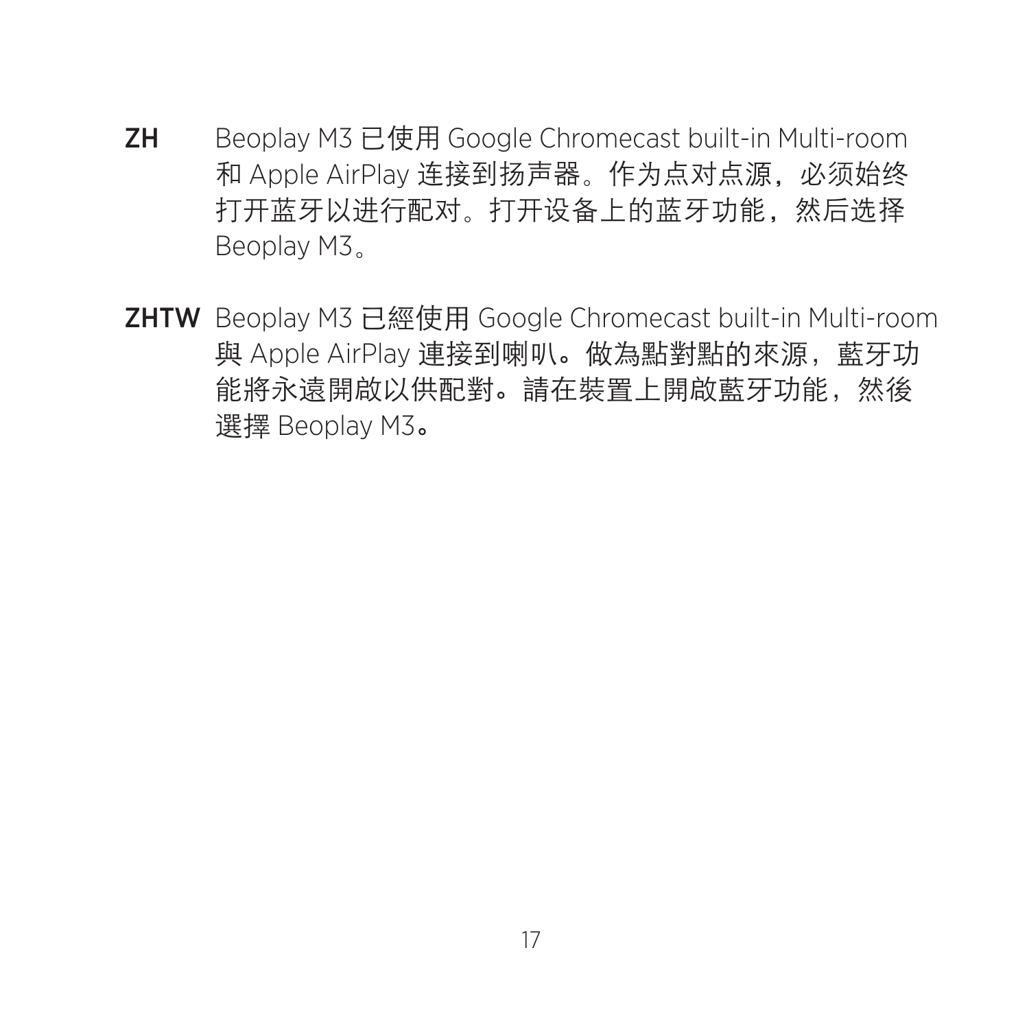**ZH** Beoplay M3 已使用 Google Chromecast built-in Multi-room 和 Apple AirPlay 连接到扬声器。作为点对点源，必须始终打开蓝牙以进行配对。打开设备上的蓝牙功能，然后选择 Beoplay M3。

**ZHTW** Beoplay M3 已經使用 Google Chromecast built-in Multi-room 與 Apple AirPlay 連接到喇叭。做為點對點的來源，藍牙功能將永遠開啟以供配對。請在裝置上開啟藍牙功能，然後選擇 Beoplay M3。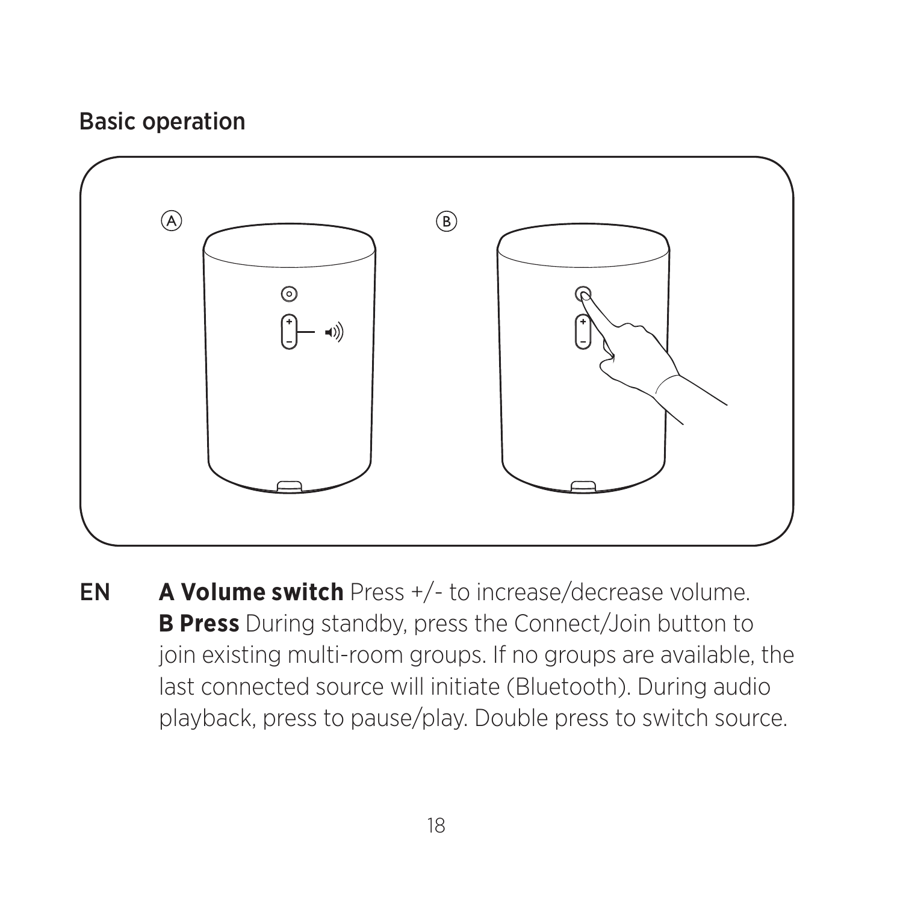## Basic operation

**EN** **A Volume switch** Press +/- to increase/decrease volume. **B Press** During standby, press the Connect/Join button to join existing multi-room groups. If no groups are available, the last connected source will initiate (Bluetooth). During audio playback, press to pause/play. Double press to switch source.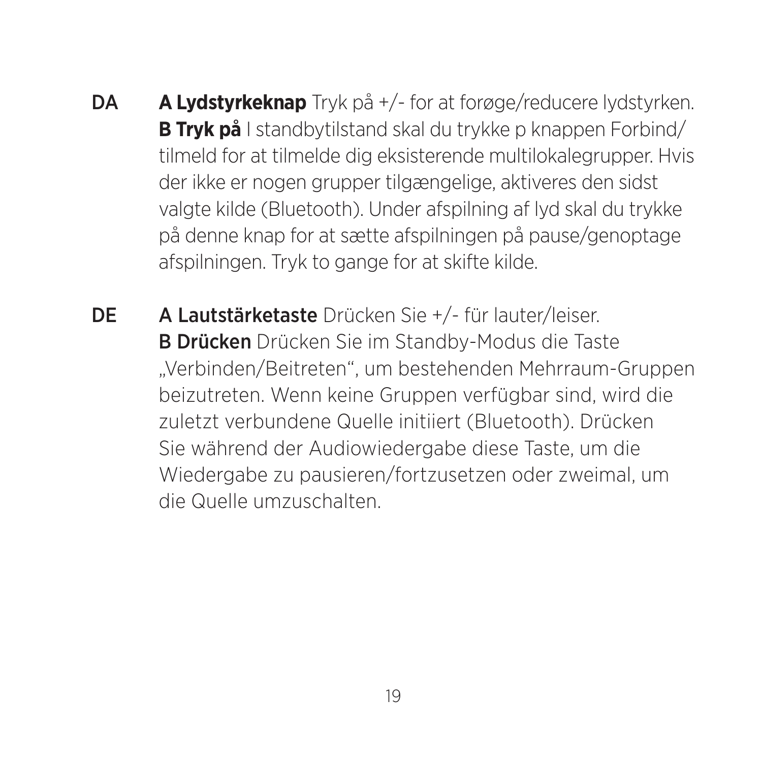DA **A Lydstyrkeknap** Tryk på +/- for at forøge/reducere lydstyrken. **B Tryk på** I standbytilstand skal du trykke p knappen Forbind/tilmeld for at tilmelde dig eksisterende multilokalegrupper. Hvis der ikke er nogen grupper tilgængelige, aktiveres den sidst valgte kilde (Bluetooth). Under afspilning af lyd skal du trykke på denne knap for at sætte afspilningen på pause/genoptage afspilningen. Tryk to gange for at skifte kilde.

DE **A Lautstärketaste** Drücken Sie +/- für lauter/leiser. **B Drücken** Drücken Sie im Standby-Modus die Taste „Verbinden/Beitreten“, um bestehenden Mehrraum-Gruppen beizutreten. Wenn keine Gruppen verfügbar sind, wird die zuletzt verbundene Quelle initiiert (Bluetooth). Drücken Sie während der Audiowiedergabe diese Taste, um die Wiedergabe zu pausieren/fortzusetzen oder zweimal, um die Quelle umzuschalten.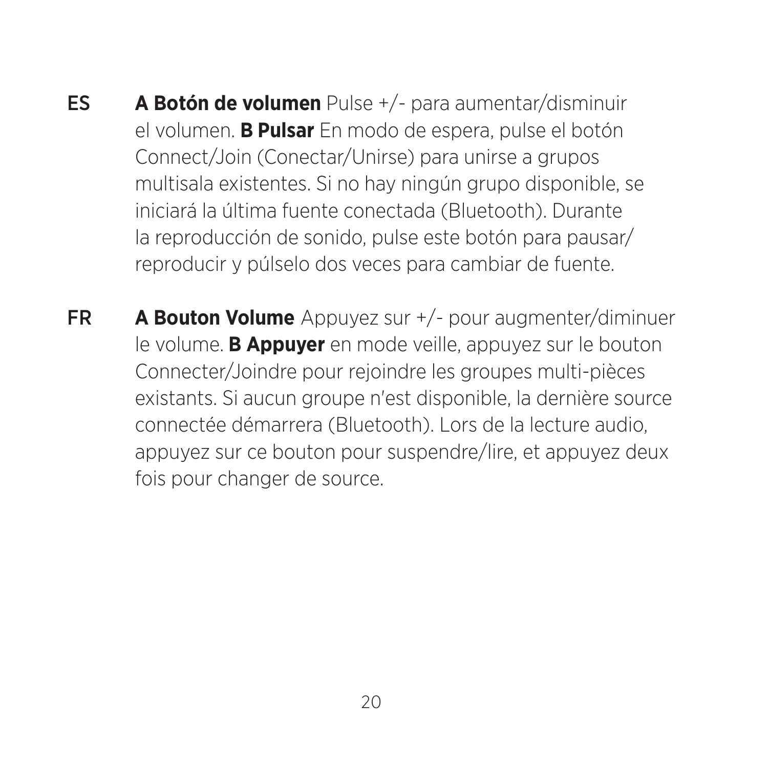ES **A Botón de volumen** Pulse +/- para aumentar/disminuir el volumen. **B Pulsar** En modo de espera, pulse el botón Connect/Join (Conectar/Unirse) para unirse a grupos multisala existentes. Si no hay ningún grupo disponible, se iniciará la última fuente conectada (Bluetooth). Durante la reproducción de sonido, pulse este botón para pausar/reproducir y púlselo dos veces para cambiar de fuente.

FR **A Bouton Volume** Appuyez sur +/- pour augmenter/diminuer le volume. **B Appuyer** en mode veille, appuyez sur le bouton Connecter/Joindre pour rejoindre les groupes multi-pièces existants. Si aucun groupe n'est disponible, la dernière source connectée démarrera (Bluetooth). Lors de la lecture audio, appuyez sur ce bouton pour suspendre/lire, et appuyez deux fois pour changer de source.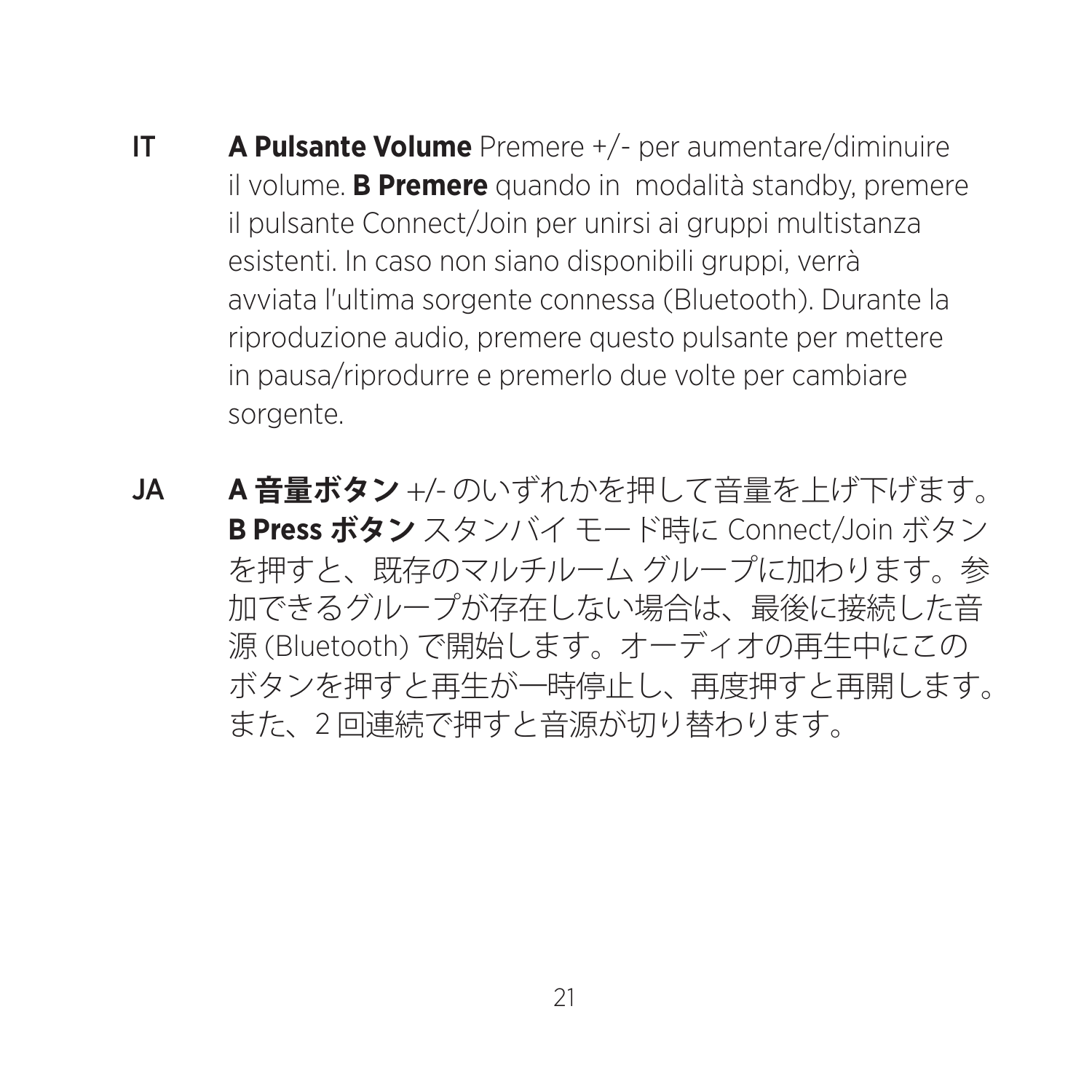**IT** **A Pulsante Volume** Premere +/- per aumentare/diminuire il volume. **B Premere** quando in  modalità standby, premere il pulsante Connect/Join per unirsi ai gruppi multistanza esistenti. In caso non siano disponibili gruppi, verrà avviata l'ultima sorgente connessa (Bluetooth). Durante la riproduzione audio, premere questo pulsante per mettere in pausa/riprodurre e premerlo due volte per cambiare sorgente.

**JA** **A 音量ボタン** +/- のいずれかを押して音量を上げ下げます。**B Press ボタン** スタンバイ モード時に Connect/Join ボタンを押すと、既存のマルチルーム グループに加わります。参加できるグループが存在しない場合は、最後に接続した音源 (Bluetooth) で開始します。オーディオの再生中にこのボタンを押すと再生が一時停止し、再度押すと再開します。また、2 回連続で押すと音源が切り替わります。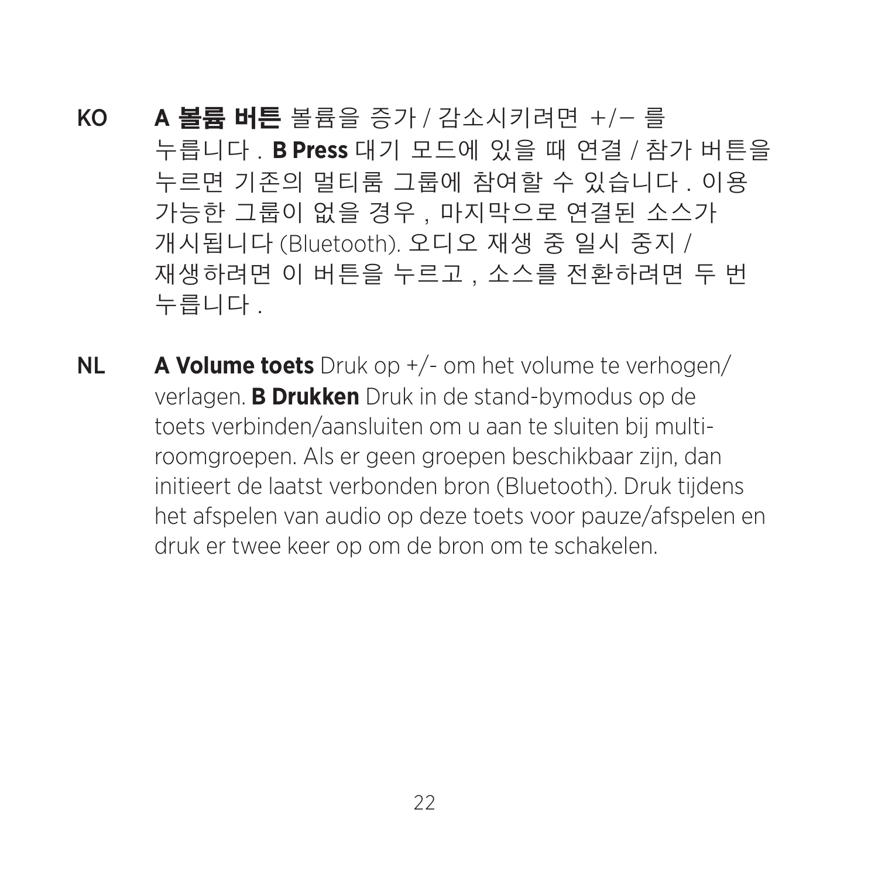KO **A 볼륨 버튼** 볼륨을 증가 / 감소시키려면 +/− 를 누릅니다 . **B Press** 대기 모드에 있을 때 연결 / 참가 버튼을 누르면 기존의 멀티룸 그룹에 참여할 수 있습니다 . 이용 가능한 그룹이 없을 경우 , 마지막으로 연결된 소스가 개시됩니다 (Bluetooth). 오디오 재생 중 일시 중지 / 재생하려면 이 버튼을 누르고 , 소스를 전환하려면 두 번 누릅니다 .

NL **A Volume toets** Druk op +/- om het volume te verhogen/ verlagen. **B Drukken** Druk in de stand-bymodus op de toets verbinden/aansluiten om u aan te sluiten bij multiroomgroepen. Als er geen groepen beschikbaar zijn, dan initieert de laatst verbonden bron (Bluetooth). Druk tijdens het afspelen van audio op deze toets voor pauze/afspelen en druk er twee keer op om de bron om te schakelen.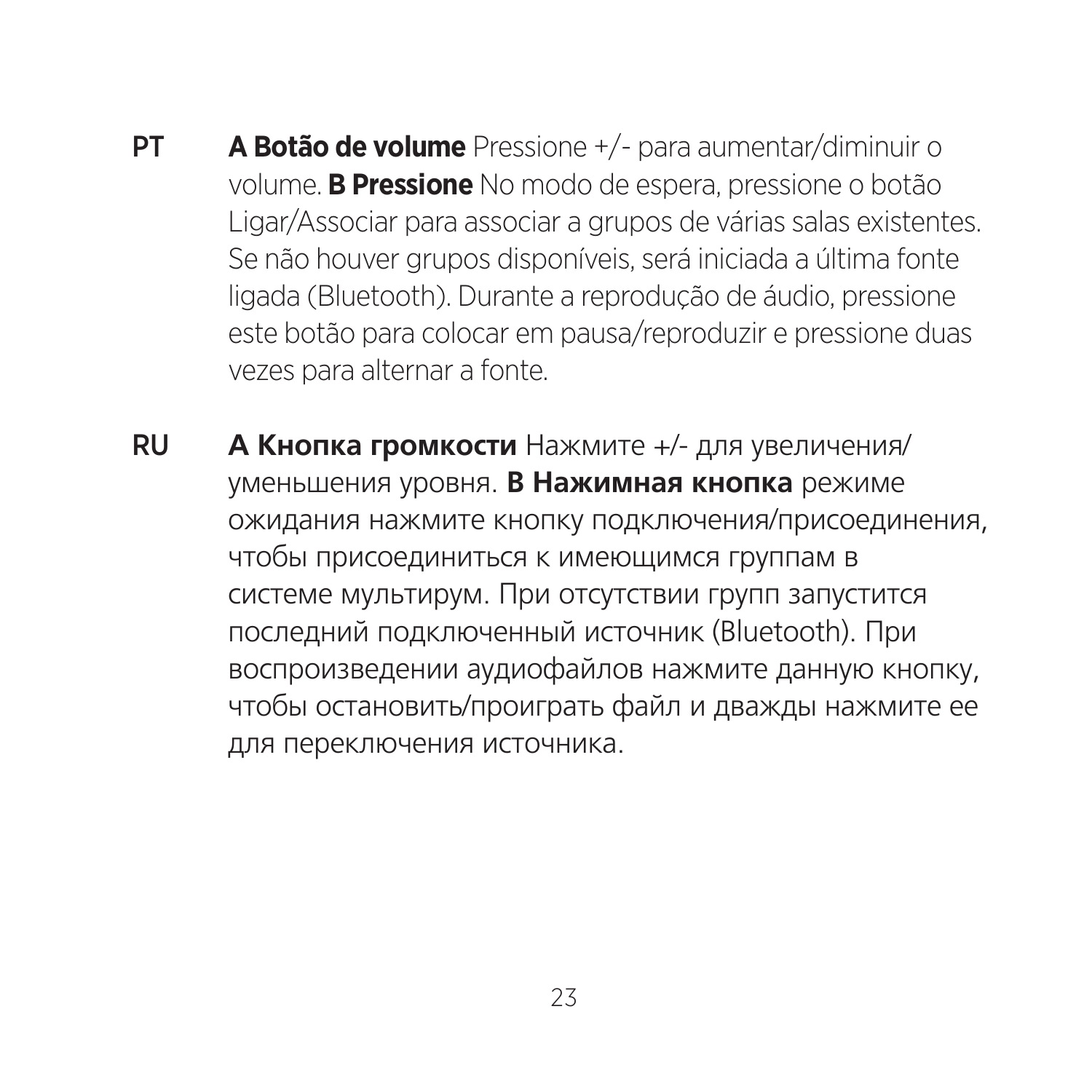PT **A Botão de volume** Pressione +/- para aumentar/diminuir o volume. **B Pressione** No modo de espera, pressione o botão Ligar/Associar para associar a grupos de várias salas existentes. Se não houver grupos disponíveis, será iniciada a última fonte ligada (Bluetooth). Durante a reprodução de áudio, pressione este botão para colocar em pausa/reproduzir e pressione duas vezes para alternar a fonte.

RU **A Кнопка громкости** Нажмите +/- для увеличения/уменьшения уровня. **B Нажимная кнопка** режиме ожидания нажмите кнопку подключения/присоединения, чтобы присоединиться к имеющимся группам в системе мультирум. При отсутствии групп запустится последний подключенный источник (Bluetooth). При воспроизведении аудиофайлов нажмите данную кнопку, чтобы остановить/проиграть файл и дважды нажмите ее для переключения источника.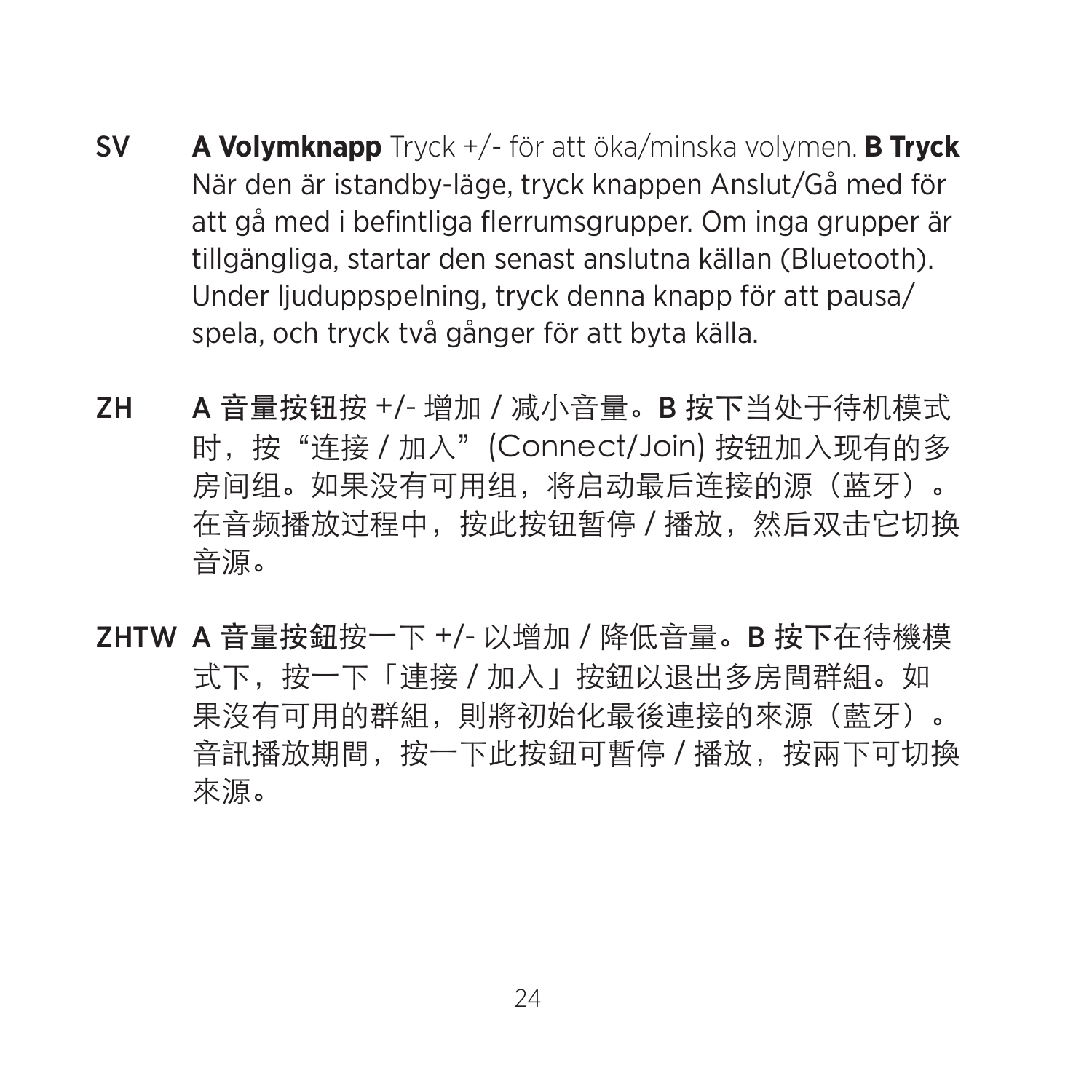SV **A Volymknapp** Tryck +/- för att öka/minska volymen. **B Tryck** När den är istandby-läge, tryck knappen Anslut/Gå med för att gå med i befintliga flerrumsgrupper. Om inga grupper är tillgängliga, startar den senast anslutna källan (Bluetooth). Under ljuduppspelning, tryck denna knapp för att pausa/spela, och tryck två gånger för att byta källa.

ZH A 音量按钮按 +/- 增加 / 减小音量。B 按下当处于待机模式时，按“连接 / 加入”(Connect/Join) 按钮加入现有的多房间组。如果没有可用组，将启动最后连接的源（蓝牙）。在音频播放过程中，按此按钮暂停 / 播放，然后双击它切换音源。

ZHTW A 音量按鈕按一下 +/- 以增加 / 降低音量。B 按下在待機模式下，按一下「連接 / 加入」按鈕以退出多房間群組。如果沒有可用的群組，則將初始化最後連接的來源（藍牙）。音訊播放期間，按一下此按鈕可暫停 / 播放，按兩下可切換來源。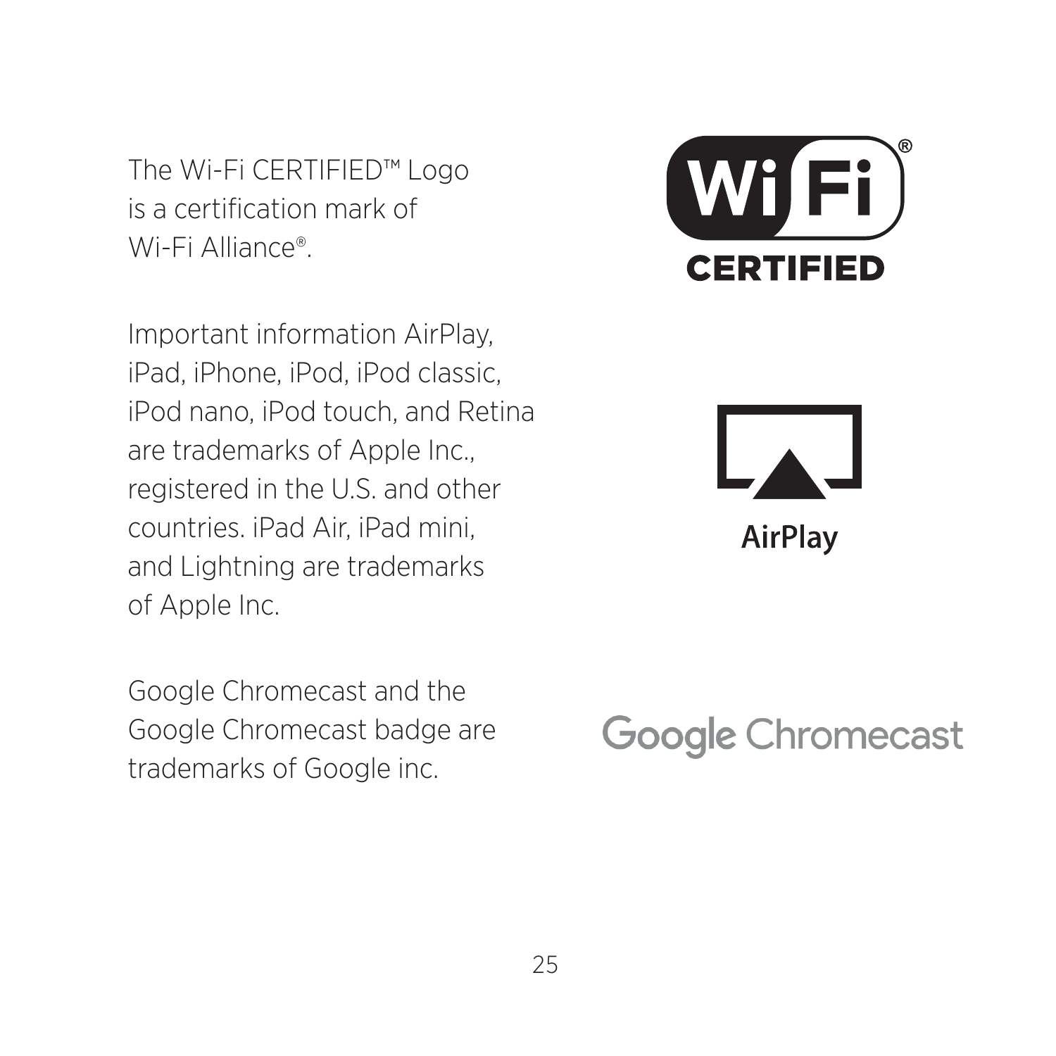The Wi-Fi CERTIFIED™ Logo is a certification mark of Wi-Fi Alliance®.

Important information AirPlay, iPad, iPhone, iPod, iPod classic, iPod nano, iPod touch, and Retina are trademarks of Apple Inc., registered in the U.S. and other countries. iPad Air, iPad mini, and Lightning are trademarks of Apple Inc.

Google Chromecast and the Google Chromecast badge are trademarks of Google inc.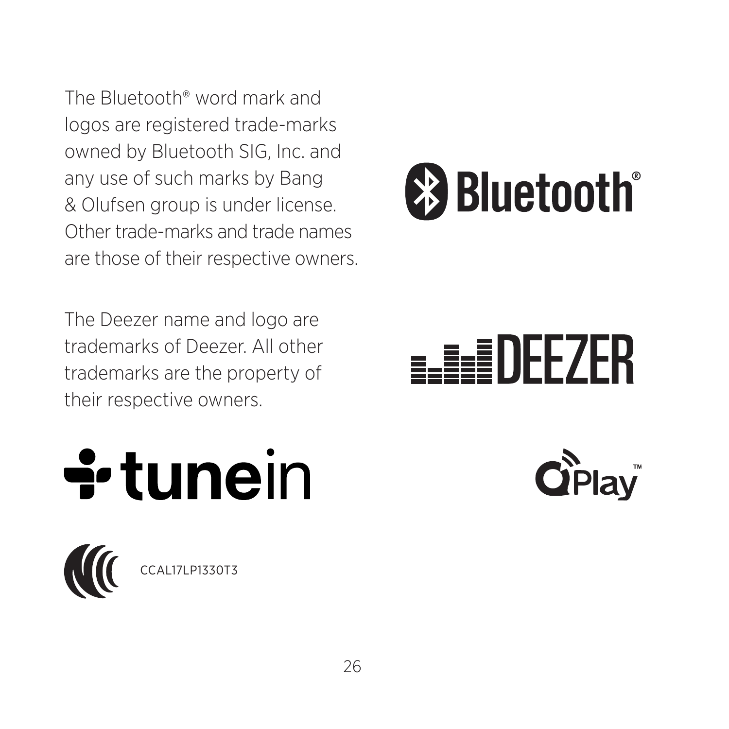The Bluetooth® word mark and logos are registered trade-marks owned by Bluetooth SIG, Inc. and any use of such marks by Bang & Olufsen group is under license. Other trade-marks and trade names are those of their respective owners.

The Deezer name and logo are trademarks of Deezer. All other trademarks are the property of their respective owners.

CCAL17LP1330T3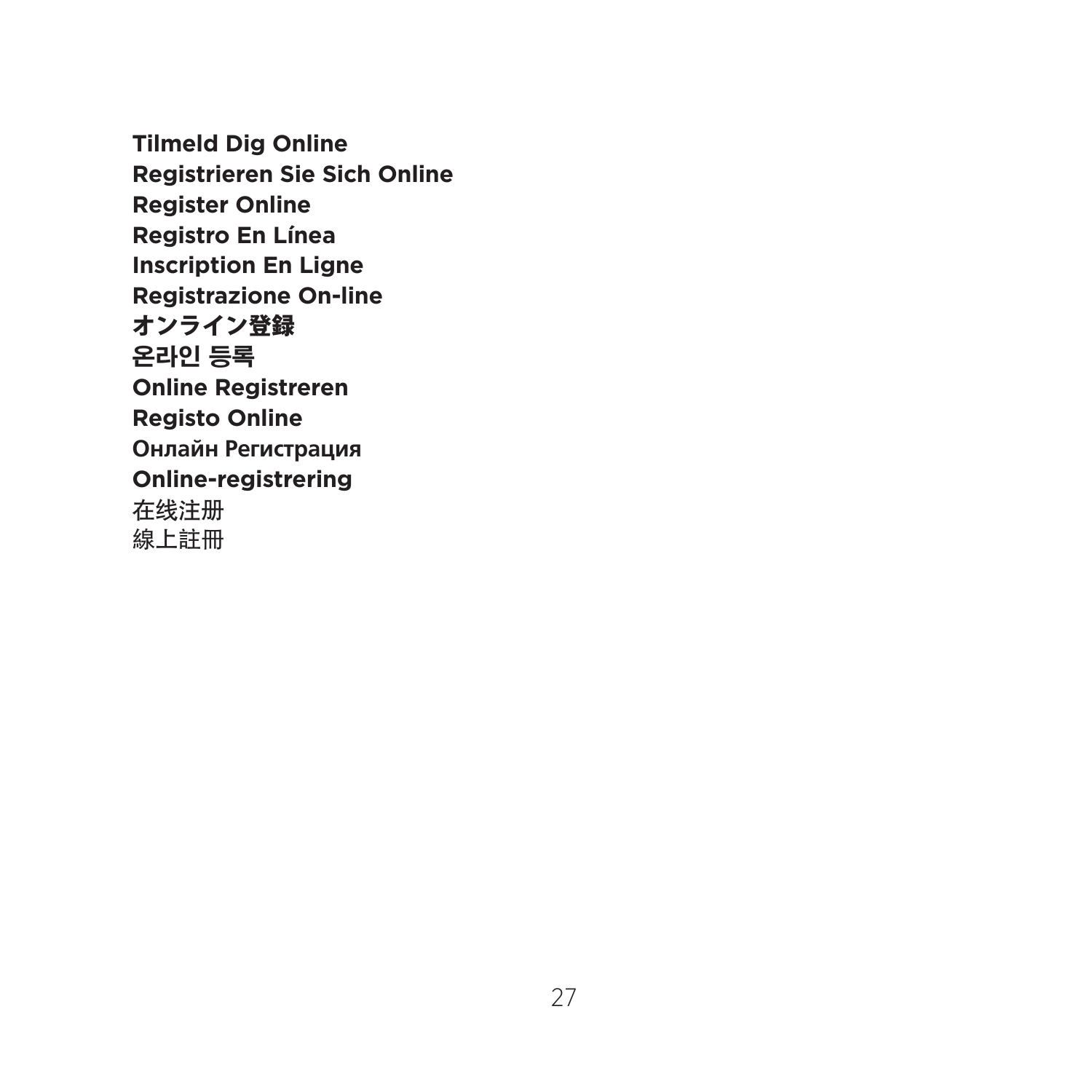**Tilmeld Dig Online**
**Registrieren Sie Sich Online**
**Register Online**
**Registro En Línea**
**Inscription En Ligne**
**Registrazione On-line**
**オンライン登録**
**온라인 등록**
**Online Registreren**
**Registo Online**
**Онлайн Регистрация**
**Online-registrering**
在线注册
線上註冊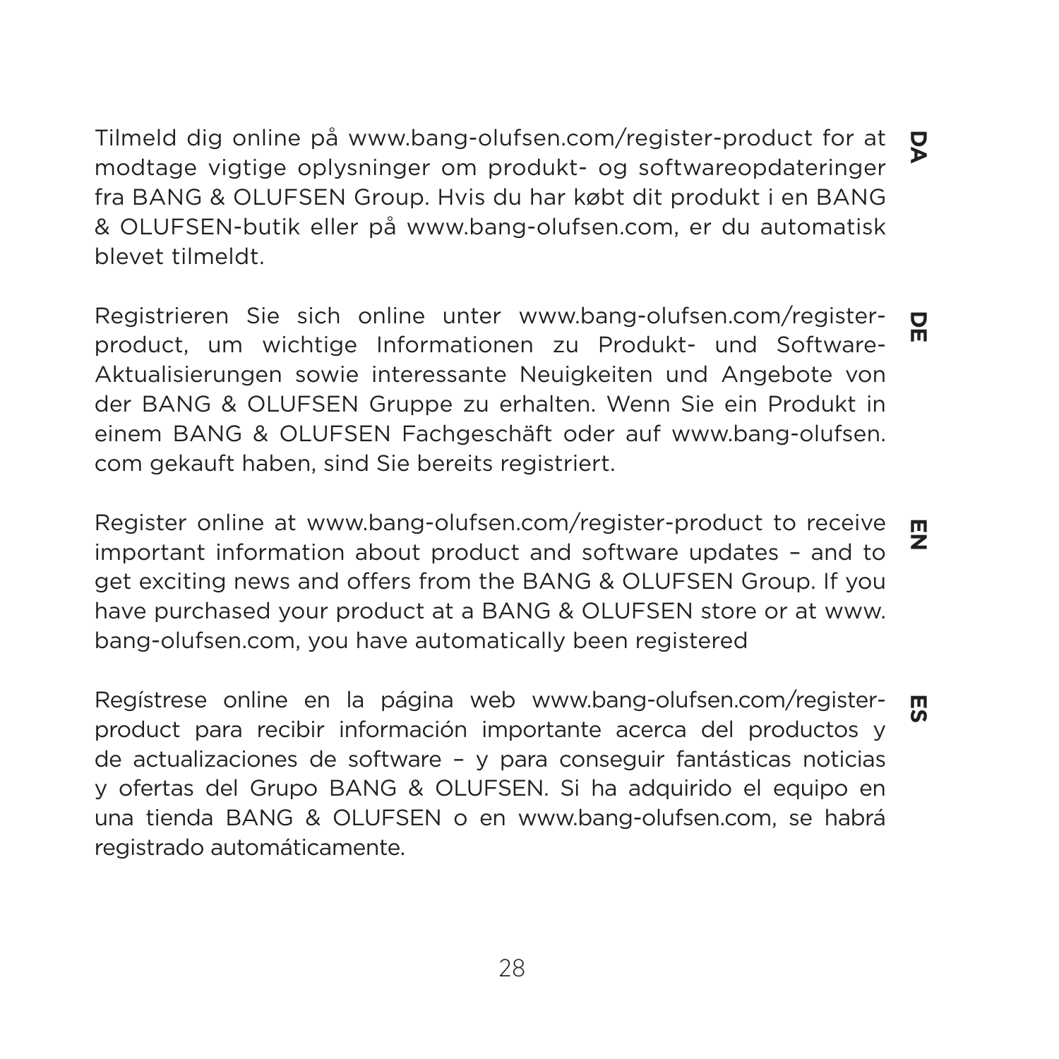**DA**

Tilmeld dig online på www.bang-olufsen.com/register-product for at modtage vigtige oplysninger om produkt- og softwareopdateringer fra BANG & OLUFSEN Group. Hvis du har købt dit produkt i en BANG & OLUFSEN-butik eller på www.bang-olufsen.com, er du automatisk blevet tilmeldt.

**DE**

Registrieren Sie sich online unter www.bang-olufsen.com/register-product, um wichtige Informationen zu Produkt- und Software-Aktualisierungen sowie interessante Neuigkeiten und Angebote von der BANG & OLUFSEN Gruppe zu erhalten. Wenn Sie ein Produkt in einem BANG & OLUFSEN Fachgeschäft oder auf www.bang-olufsen.com gekauft haben, sind Sie bereits registriert.

**EN**

Register online at www.bang-olufsen.com/register-product to receive important information about product and software updates – and to get exciting news and offers from the BANG & OLUFSEN Group. If you have purchased your product at a BANG & OLUFSEN store or at www.bang-olufsen.com, you have automatically been registered

**ES**

Regístrese online en la página web www.bang-olufsen.com/register-product para recibir información importante acerca del productos y de actualizaciones de software – y para conseguir fantásticas noticias y ofertas del Grupo BANG & OLUFSEN. Si ha adquirido el equipo en una tienda BANG & OLUFSEN o en www.bang-olufsen.com, se habrá registrado automáticamente.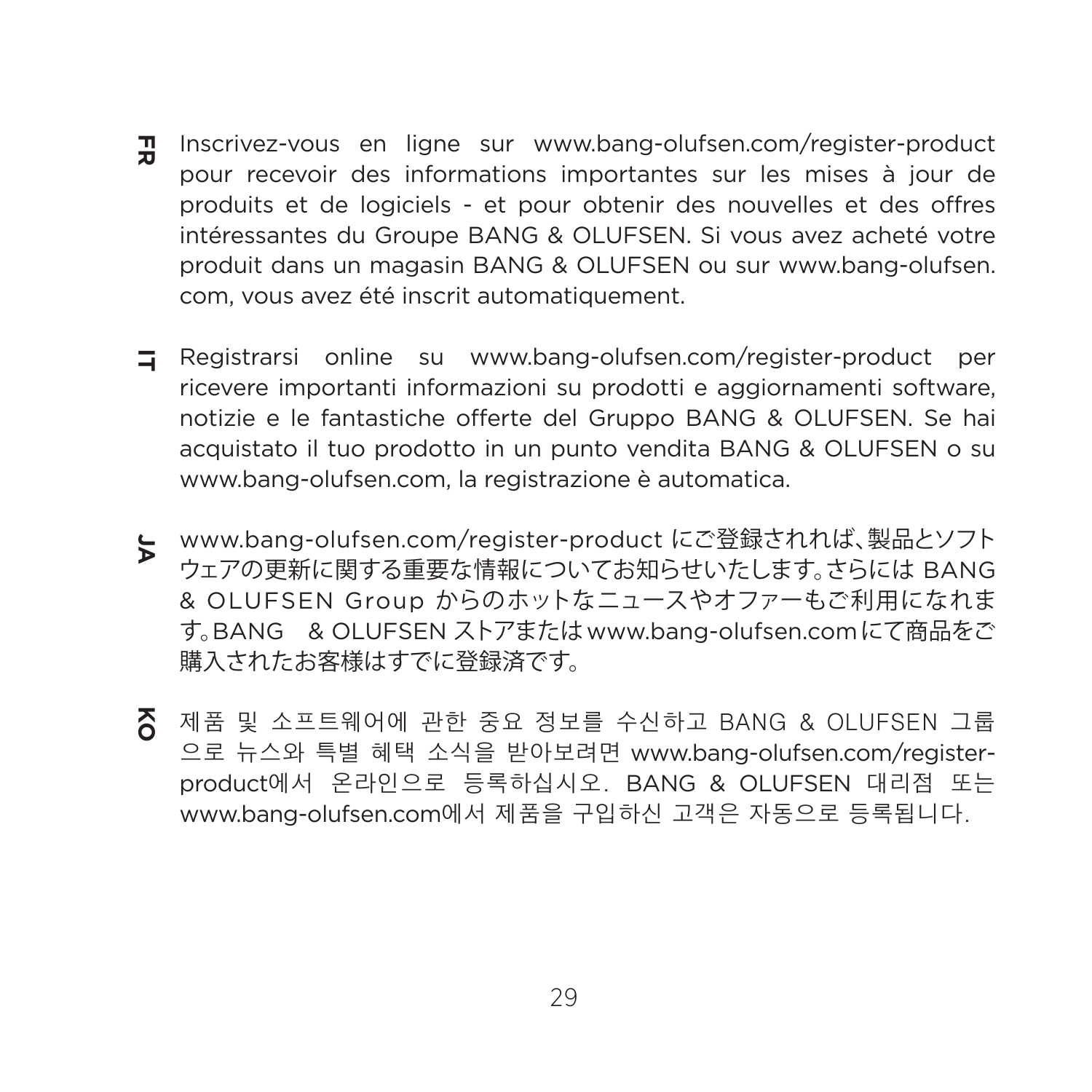**FR** Inscrivez-vous en ligne sur www.bang-olufsen.com/register-product pour recevoir des informations importantes sur les mises à jour de produits et de logiciels - et pour obtenir des nouvelles et des offres intéressantes du Groupe BANG & OLUFSEN. Si vous avez acheté votre produit dans un magasin BANG & OLUFSEN ou sur www.bang-olufsen.com, vous avez été inscrit automatiquement.

**IT** Registrarsi online su www.bang-olufsen.com/register-product per ricevere importanti informazioni su prodotti e aggiornamenti software, notizie e le fantastiche offerte del Gruppo BANG & OLUFSEN. Se hai acquistato il tuo prodotto in un punto vendita BANG & OLUFSEN o su www.bang-olufsen.com, la registrazione è automatica.

**JA** www.bang-olufsen.com/register-product にご登録されれば、製品とソフトウェアの更新に関する重要な情報についてお知らせいたします。さらには BANG & OLUFSEN Group からのホットなニュースやオファーもご利用になれます。BANG　& OLUFSEN ストアまたは www.bang-olufsen.com にて商品をご購入されたお客様はすでに登録済です。

**KO** 제품 및 소프트웨어에 관한 중요 정보를 수신하고 BANG & OLUFSEN 그룹으로 뉴스와 특별 혜택 소식을 받아보려면 www.bang-olufsen.com/register-product에서 온라인으로 등록하십시오. BANG & OLUFSEN 대리점 또는 www.bang-olufsen.com에서 제품을 구입하신 고객은 자동으로 등록됩니다.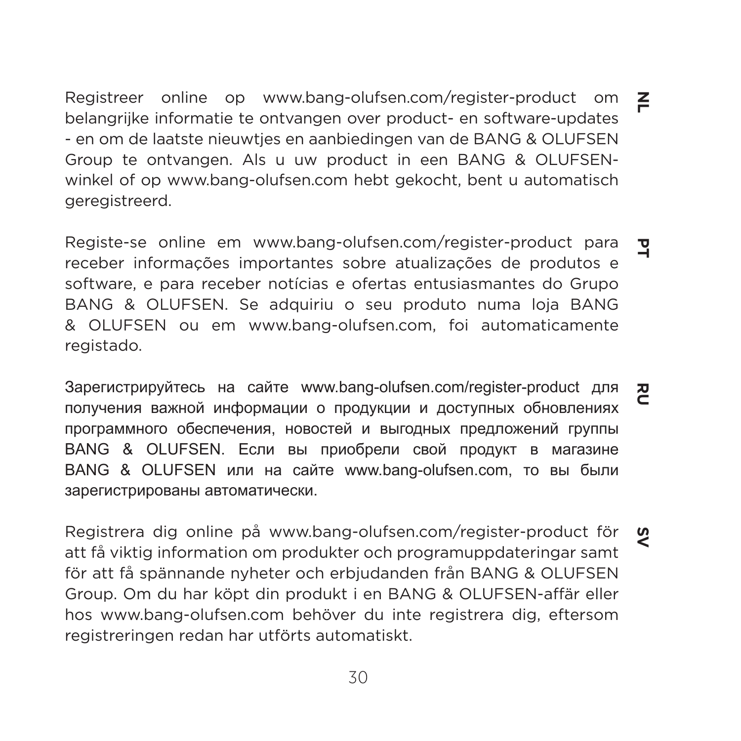**NL**

Registreer online op www.bang-olufsen.com/register-product om belangrijke informatie te ontvangen over product- en software-updates - en om de laatste nieuwtjes en aanbiedingen van de BANG & OLUFSEN Group te ontvangen. Als u uw product in een BANG & OLUFSEN-winkel of op www.bang-olufsen.com hebt gekocht, bent u automatisch geregistreerd.

**PT**

Registe-se online em www.bang-olufsen.com/register-product para receber informações importantes sobre atualizações de produtos e software, e para receber notícias e ofertas entusiasmantes do Grupo BANG & OLUFSEN. Se adquiriu o seu produto numa loja BANG & OLUFSEN ou em www.bang-olufsen.com, foi automaticamente registado.

**RU**

Зарегистрируйтесь на сайте www.bang-olufsen.com/register-product для получения важной информации о продукции и доступных обновлениях программного обеспечения, новостей и выгодных предложений группы BANG & OLUFSEN. Если вы приобрели свой продукт в магазине BANG & OLUFSEN или на сайте www.bang-olufsen.com, то вы были зарегистрированы автоматически.

**SV**

Registrera dig online på www.bang-olufsen.com/register-product för att få viktig information om produkter och programuppdateringar samt för att få spännande nyheter och erbjudanden från BANG & OLUFSEN Group. Om du har köpt din produkt i en BANG & OLUFSEN-affär eller hos www.bang-olufsen.com behöver du inte registrera dig, eftersom registreringen redan har utförts automatiskt.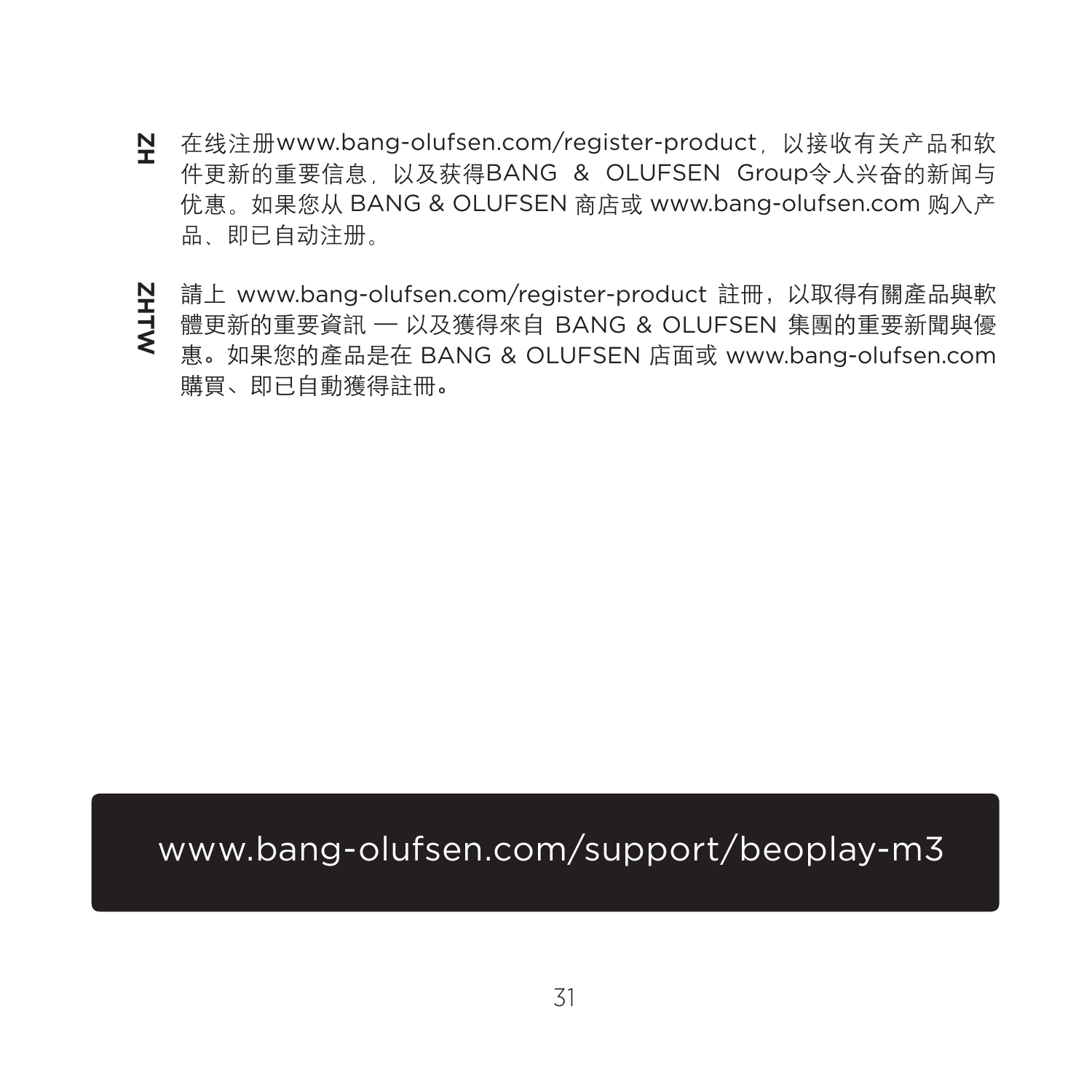**ZH** 在线注册www.bang-olufsen.com/register-product，以接收有关产品和软件更新的重要信息，以及获得BANG & OLUFSEN Group令人兴奋的新闻与优惠。如果您从 BANG & OLUFSEN 商店或 www.bang-olufsen.com 购入产品、即已自动注册。

**ZHTW** 請上 www.bang-olufsen.com/register-product 註冊，以取得有關產品與軟體更新的重要資訊 — 以及獲得來自 BANG & OLUFSEN 集團的重要新聞與優惠。如果您的產品是在 BANG & OLUFSEN 店面或 www.bang-olufsen.com 購買、即已自動獲得註冊。

www.bang-olufsen.com/support/beoplay-m3